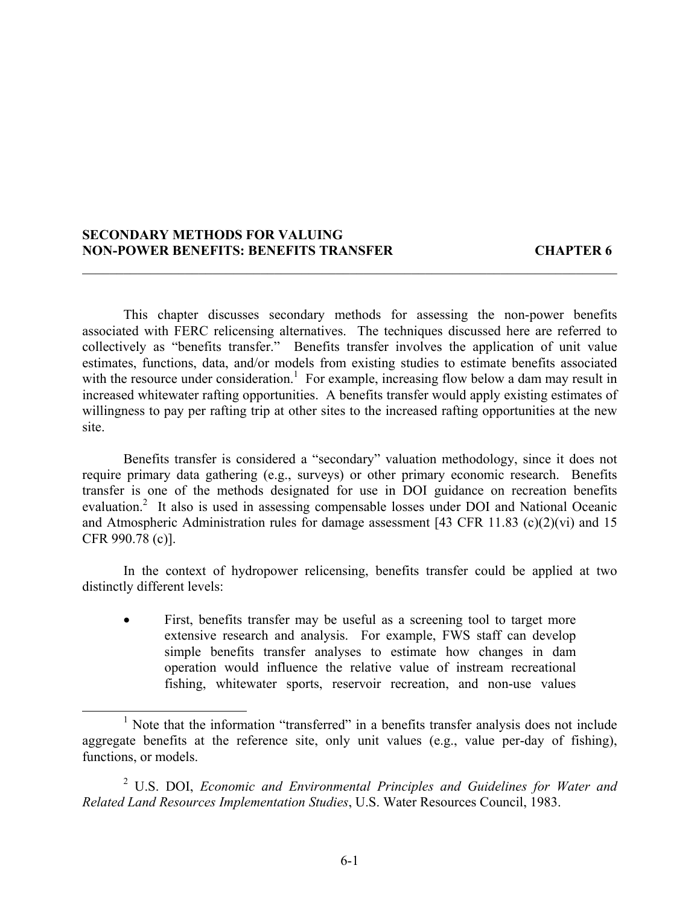# SECONDARY METHODS FOR VALUING NON-POWER BENEFITS: BENEFITS TRANSFER — CHAPTER 6

This chapter discusses secondary methods for assessing the non-power benefits associated with FERC relicensing alternatives. The techniques discussed here are referred to collectively as "benefits transfer." Benefits transfer involves the application of unit value estimates, functions, data, and/or models from existing studies to estimate benefits associated with the resource under consideration.[1] For example, increasing flow below a dam may result in increased whitewater rafting opportunities. A benefits transfer would apply existing estimates of willingness to pay per rafting trip at other sites to the increased rafting opportunities at the new site.

Benefits transfer is considered a "secondary" valuation methodology, since it does not require primary data gathering (e.g., surveys) or other primary economic research. Benefits transfer is one of the methods designated for use in DOI guidance on recreation benefits evaluation.[2] It also is used in assessing compensable losses under DOI and National Oceanic and Atmospheric Administration rules for damage assessment [43 CFR 11.83 (c)(2)(vi) and 15 CFR 990.78 (c)].

In the context of hydropower relicensing, benefits transfer could be applied at two distinctly different levels:

- First, benefits transfer may be useful as a screening tool to target more extensive research and analysis. For example, FWS staff can develop simple benefits transfer analyses to estimate how changes in dam operation would influence the relative value of instream recreational fishing, whitewater sports, reservoir recreation, and non-use values

---

[1] Note that the information "transferred" in a benefits transfer analysis does not include aggregate benefits at the reference site, only unit values (e.g., value per-day of fishing), functions, or models.

[2] U.S. DOI, *Economic and Environmental Principles and Guidelines for Water and Related Land Resources Implementation Studies*, U.S. Water Resources Council, 1983.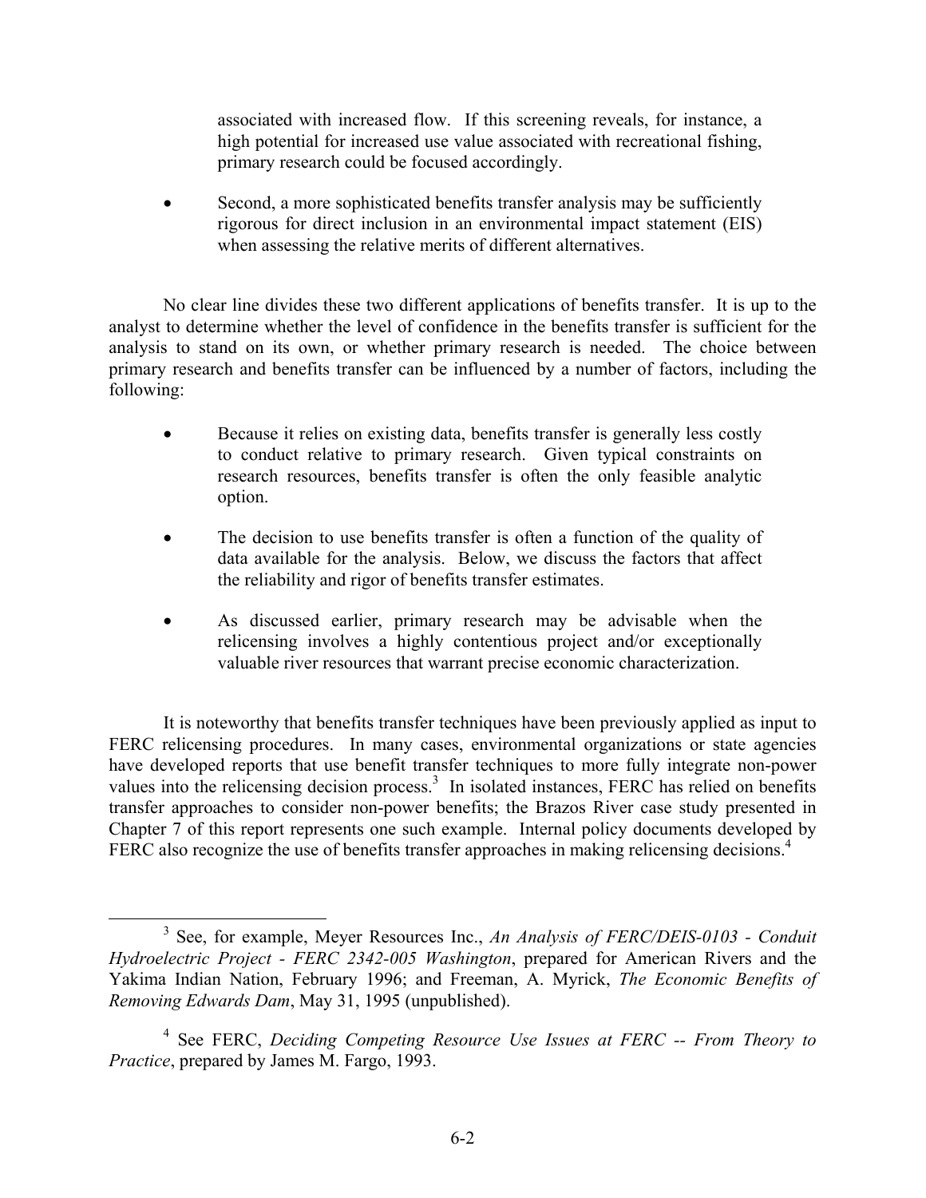associated with increased flow. If this screening reveals, for instance, a high potential for increased use value associated with recreational fishing, primary research could be focused accordingly.

- Second, a more sophisticated benefits transfer analysis may be sufficiently rigorous for direct inclusion in an environmental impact statement (EIS) when assessing the relative merits of different alternatives.

No clear line divides these two different applications of benefits transfer. It is up to the analyst to determine whether the level of confidence in the benefits transfer is sufficient for the analysis to stand on its own, or whether primary research is needed. The choice between primary research and benefits transfer can be influenced by a number of factors, including the following:

- Because it relies on existing data, benefits transfer is generally less costly to conduct relative to primary research. Given typical constraints on research resources, benefits transfer is often the only feasible analytic option.
- The decision to use benefits transfer is often a function of the quality of data available for the analysis. Below, we discuss the factors that affect the reliability and rigor of benefits transfer estimates.
- As discussed earlier, primary research may be advisable when the relicensing involves a highly contentious project and/or exceptionally valuable river resources that warrant precise economic characterization.

It is noteworthy that benefits transfer techniques have been previously applied as input to FERC relicensing procedures. In many cases, environmental organizations or state agencies have developed reports that use benefit transfer techniques to more fully integrate non-power values into the relicensing decision process.[3] In isolated instances, FERC has relied on benefits transfer approaches to consider non-power benefits; the Brazos River case study presented in Chapter 7 of this report represents one such example. Internal policy documents developed by FERC also recognize the use of benefits transfer approaches in making relicensing decisions.[4]

---

[3] See, for example, Meyer Resources Inc., *An Analysis of FERC/DEIS-0103 - Conduit Hydroelectric Project - FERC 2342-005 Washington*, prepared for American Rivers and the Yakima Indian Nation, February 1996; and Freeman, A. Myrick, *The Economic Benefits of Removing Edwards Dam*, May 31, 1995 (unpublished).

[4] See FERC, *Deciding Competing Resource Use Issues at FERC -- From Theory to Practice*, prepared by James M. Fargo, 1993.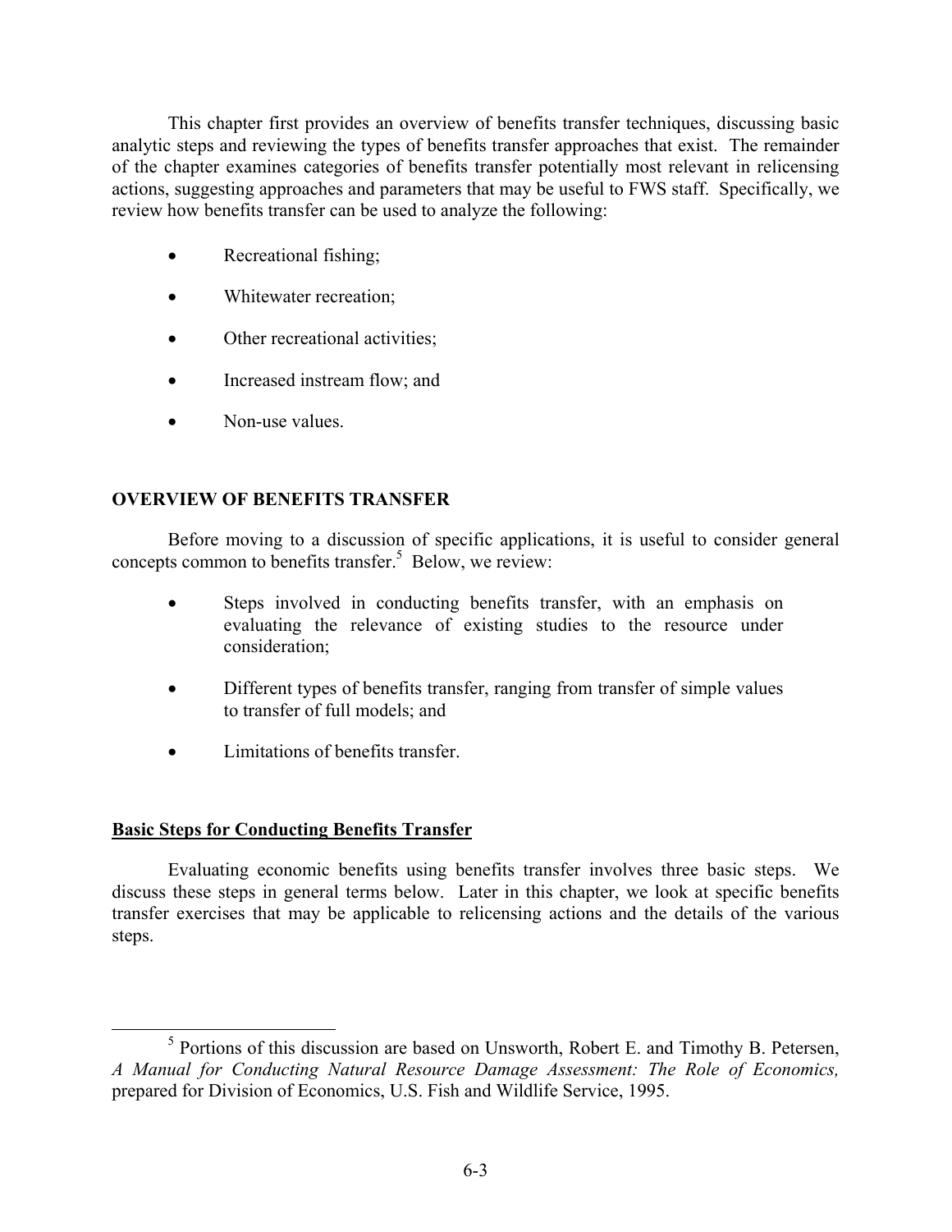This chapter first provides an overview of benefits transfer techniques, discussing basic analytic steps and reviewing the types of benefits transfer approaches that exist. The remainder of the chapter examines categories of benefits transfer potentially most relevant in relicensing actions, suggesting approaches and parameters that may be useful to FWS staff. Specifically, we review how benefits transfer can be used to analyze the following:

- Recreational fishing;
- Whitewater recreation;
- Other recreational activities;
- Increased instream flow; and
- Non-use values.

## OVERVIEW OF BENEFITS TRANSFER

Before moving to a discussion of specific applications, it is useful to consider general concepts common to benefits transfer.[5] Below, we review:

- Steps involved in conducting benefits transfer, with an emphasis on evaluating the relevance of existing studies to the resource under consideration;
- Different types of benefits transfer, ranging from transfer of simple values to transfer of full models; and
- Limitations of benefits transfer.

### Basic Steps for Conducting Benefits Transfer

Evaluating economic benefits using benefits transfer involves three basic steps. We discuss these steps in general terms below. Later in this chapter, we look at specific benefits transfer exercises that may be applicable to relicensing actions and the details of the various steps.

[5] Portions of this discussion are based on Unsworth, Robert E. and Timothy B. Petersen, *A Manual for Conducting Natural Resource Damage Assessment: The Role of Economics,* prepared for Division of Economics, U.S. Fish and Wildlife Service, 1995.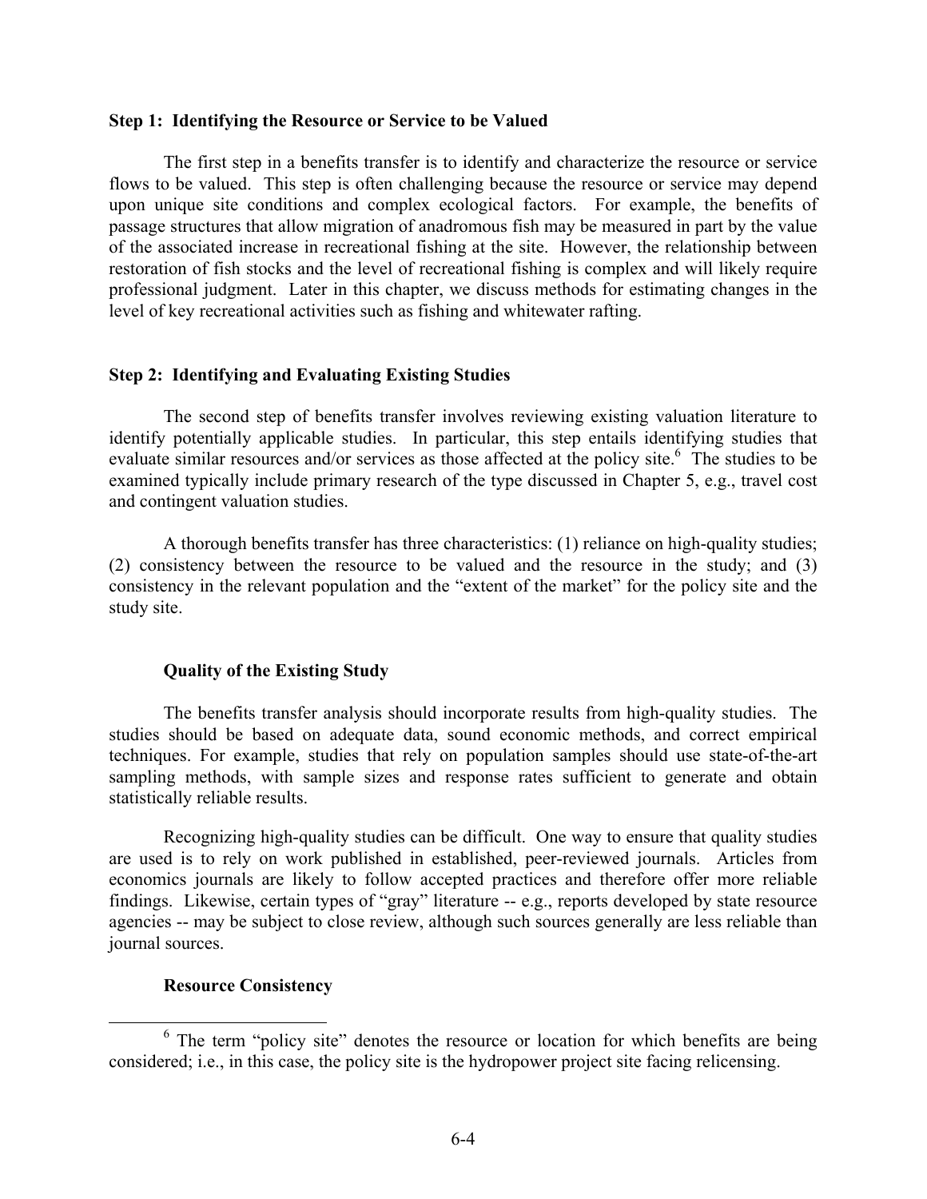**Step 1: Identifying the Resource or Service to be Valued**

The first step in a benefits transfer is to identify and characterize the resource or service flows to be valued. This step is often challenging because the resource or service may depend upon unique site conditions and complex ecological factors. For example, the benefits of passage structures that allow migration of anadromous fish may be measured in part by the value of the associated increase in recreational fishing at the site. However, the relationship between restoration of fish stocks and the level of recreational fishing is complex and will likely require professional judgment. Later in this chapter, we discuss methods for estimating changes in the level of key recreational activities such as fishing and whitewater rafting.

**Step 2: Identifying and Evaluating Existing Studies**

The second step of benefits transfer involves reviewing existing valuation literature to identify potentially applicable studies. In particular, this step entails identifying studies that evaluate similar resources and/or services as those affected at the policy site.[6] The studies to be examined typically include primary research of the type discussed in Chapter 5, e.g., travel cost and contingent valuation studies.

A thorough benefits transfer has three characteristics: (1) reliance on high-quality studies; (2) consistency between the resource to be valued and the resource in the study; and (3) consistency in the relevant population and the "extent of the market" for the policy site and the study site.

**Quality of the Existing Study**

The benefits transfer analysis should incorporate results from high-quality studies. The studies should be based on adequate data, sound economic methods, and correct empirical techniques. For example, studies that rely on population samples should use state-of-the-art sampling methods, with sample sizes and response rates sufficient to generate and obtain statistically reliable results.

Recognizing high-quality studies can be difficult. One way to ensure that quality studies are used is to rely on work published in established, peer-reviewed journals. Articles from economics journals are likely to follow accepted practices and therefore offer more reliable findings. Likewise, certain types of "gray" literature -- e.g., reports developed by state resource agencies -- may be subject to close review, although such sources generally are less reliable than journal sources.

**Resource Consistency**

[6] The term "policy site" denotes the resource or location for which benefits are being considered; i.e., in this case, the policy site is the hydropower project site facing relicensing.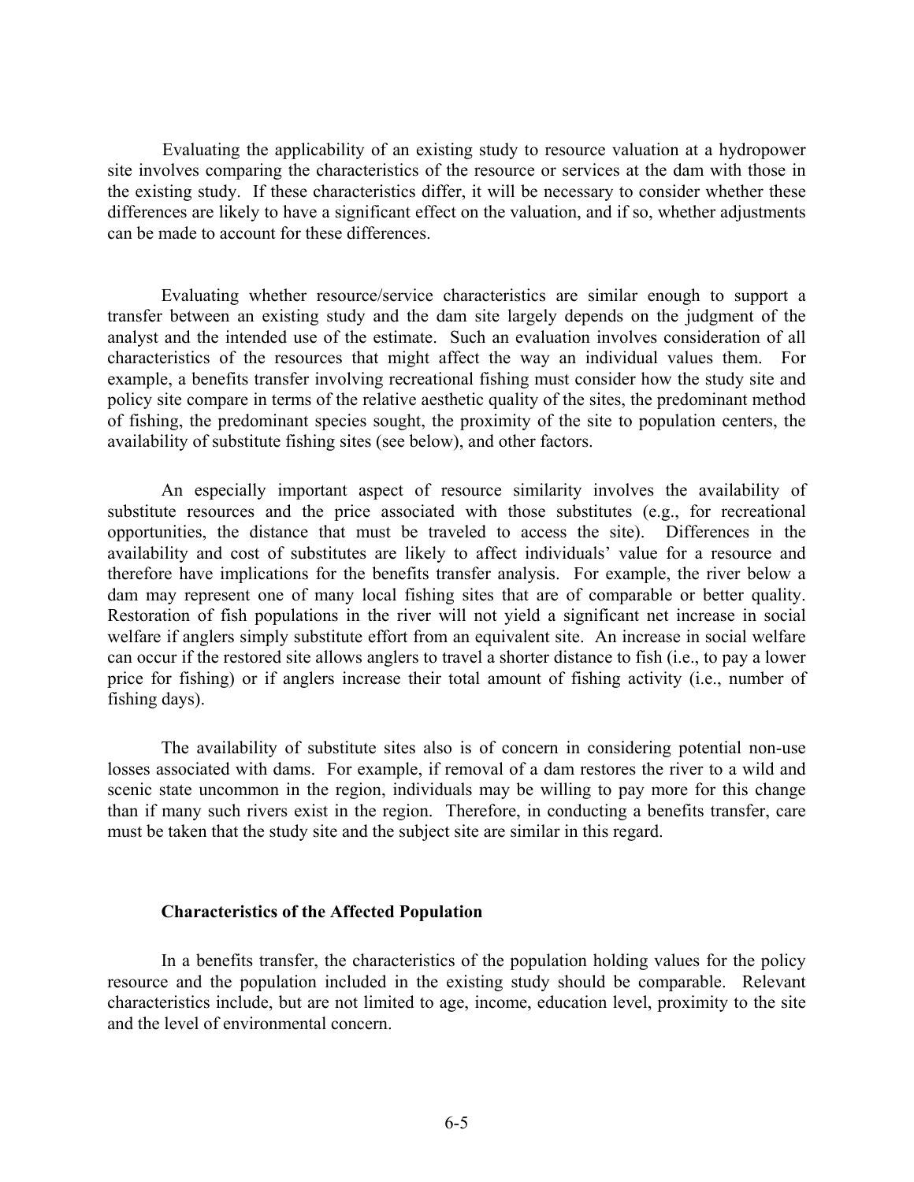Evaluating the applicability of an existing study to resource valuation at a hydropower site involves comparing the characteristics of the resource or services at the dam with those in the existing study. If these characteristics differ, it will be necessary to consider whether these differences are likely to have a significant effect on the valuation, and if so, whether adjustments can be made to account for these differences.

Evaluating whether resource/service characteristics are similar enough to support a transfer between an existing study and the dam site largely depends on the judgment of the analyst and the intended use of the estimate. Such an evaluation involves consideration of all characteristics of the resources that might affect the way an individual values them. For example, a benefits transfer involving recreational fishing must consider how the study site and policy site compare in terms of the relative aesthetic quality of the sites, the predominant method of fishing, the predominant species sought, the proximity of the site to population centers, the availability of substitute fishing sites (see below), and other factors.

An especially important aspect of resource similarity involves the availability of substitute resources and the price associated with those substitutes (e.g., for recreational opportunities, the distance that must be traveled to access the site). Differences in the availability and cost of substitutes are likely to affect individuals' value for a resource and therefore have implications for the benefits transfer analysis. For example, the river below a dam may represent one of many local fishing sites that are of comparable or better quality. Restoration of fish populations in the river will not yield a significant net increase in social welfare if anglers simply substitute effort from an equivalent site. An increase in social welfare can occur if the restored site allows anglers to travel a shorter distance to fish (i.e., to pay a lower price for fishing) or if anglers increase their total amount of fishing activity (i.e., number of fishing days).

The availability of substitute sites also is of concern in considering potential non-use losses associated with dams. For example, if removal of a dam restores the river to a wild and scenic state uncommon in the region, individuals may be willing to pay more for this change than if many such rivers exist in the region. Therefore, in conducting a benefits transfer, care must be taken that the study site and the subject site are similar in this regard.

### Characteristics of the Affected Population

In a benefits transfer, the characteristics of the population holding values for the policy resource and the population included in the existing study should be comparable. Relevant characteristics include, but are not limited to age, income, education level, proximity to the site and the level of environmental concern.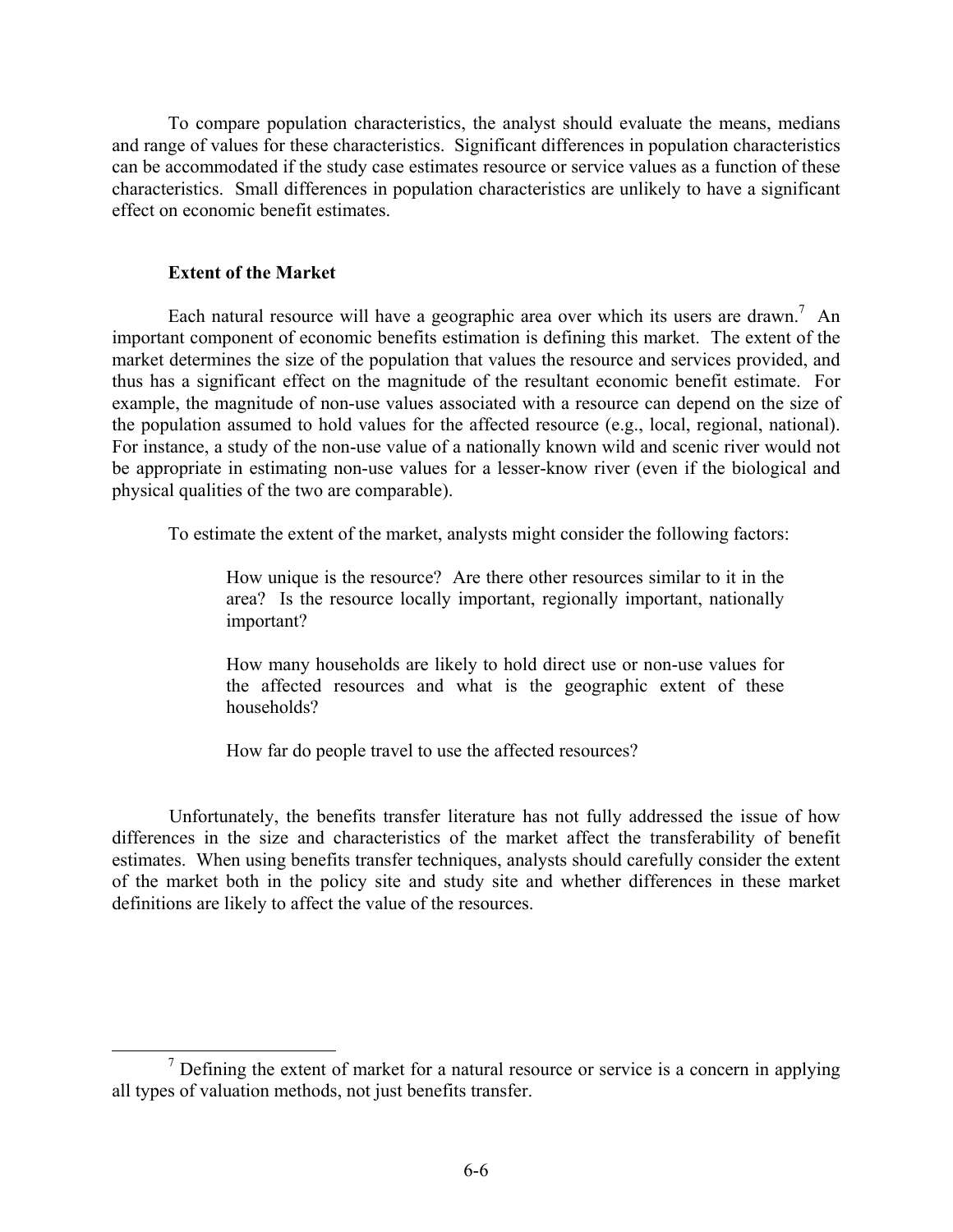To compare population characteristics, the analyst should evaluate the means, medians and range of values for these characteristics. Significant differences in population characteristics can be accommodated if the study case estimates resource or service values as a function of these characteristics. Small differences in population characteristics are unlikely to have a significant effect on economic benefit estimates.

**Extent of the Market**

Each natural resource will have a geographic area over which its users are drawn.[7] An important component of economic benefits estimation is defining this market. The extent of the market determines the size of the population that values the resource and services provided, and thus has a significant effect on the magnitude of the resultant economic benefit estimate. For example, the magnitude of non-use values associated with a resource can depend on the size of the population assumed to hold values for the affected resource (e.g., local, regional, national). For instance, a study of the non-use value of a nationally known wild and scenic river would not be appropriate in estimating non-use values for a lesser-know river (even if the biological and physical qualities of the two are comparable).

To estimate the extent of the market, analysts might consider the following factors:

> How unique is the resource? Are there other resources similar to it in the area? Is the resource locally important, regionally important, nationally important?
>
> How many households are likely to hold direct use or non-use values for the affected resources and what is the geographic extent of these households?
>
> How far do people travel to use the affected resources?

Unfortunately, the benefits transfer literature has not fully addressed the issue of how differences in the size and characteristics of the market affect the transferability of benefit estimates. When using benefits transfer techniques, analysts should carefully consider the extent of the market both in the policy site and study site and whether differences in these market definitions are likely to affect the value of the resources.

[7] Defining the extent of market for a natural resource or service is a concern in applying all types of valuation methods, not just benefits transfer.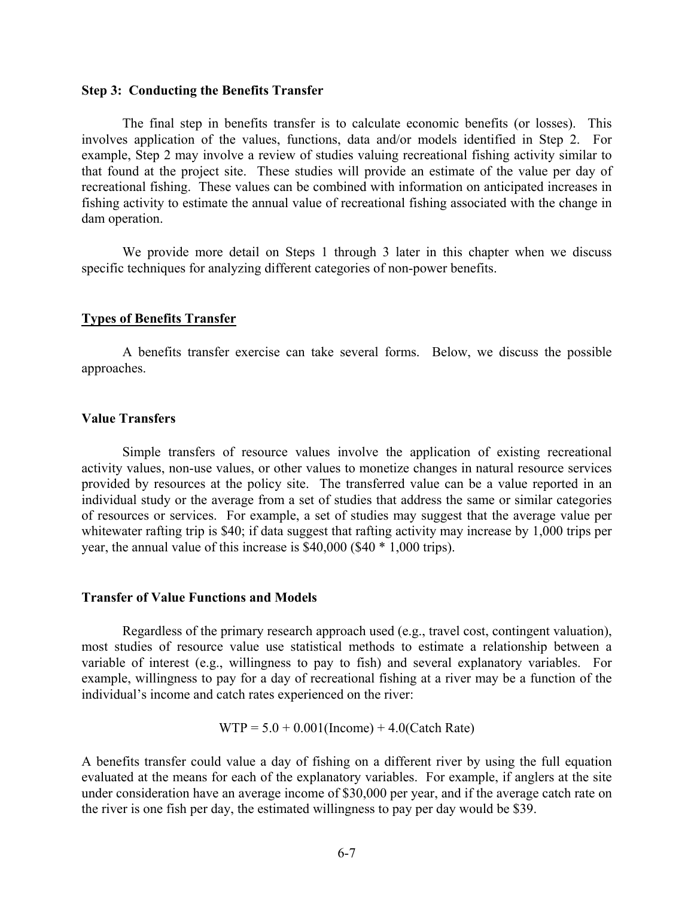### Step 3: Conducting the Benefits Transfer

The final step in benefits transfer is to calculate economic benefits (or losses). This involves application of the values, functions, data and/or models identified in Step 2. For example, Step 2 may involve a review of studies valuing recreational fishing activity similar to that found at the project site. These studies will provide an estimate of the value per day of recreational fishing. These values can be combined with information on anticipated increases in fishing activity to estimate the annual value of recreational fishing associated with the change in dam operation.

We provide more detail on Steps 1 through 3 later in this chapter when we discuss specific techniques for analyzing different categories of non-power benefits.

## Types of Benefits Transfer

A benefits transfer exercise can take several forms. Below, we discuss the possible approaches.

### Value Transfers

Simple transfers of resource values involve the application of existing recreational activity values, non-use values, or other values to monetize changes in natural resource services provided by resources at the policy site. The transferred value can be a value reported in an individual study or the average from a set of studies that address the same or similar categories of resources or services. For example, a set of studies may suggest that the average value per whitewater rafting trip is $40; if data suggest that rafting activity may increase by 1,000 trips per year, the annual value of this increase is $40,000 ($40 * 1,000 trips).

### Transfer of Value Functions and Models

Regardless of the primary research approach used (e.g., travel cost, contingent valuation), most studies of resource value use statistical methods to estimate a relationship between a variable of interest (e.g., willingness to pay to fish) and several explanatory variables. For example, willingness to pay for a day of recreational fishing at a river may be a function of the individual's income and catch rates experienced on the river:

$$\text{WTP} = 5.0 + 0.001(\text{Income}) + 4.0(\text{Catch Rate})$$

A benefits transfer could value a day of fishing on a different river by using the full equation evaluated at the means for each of the explanatory variables. For example, if anglers at the site under consideration have an average income of $30,000 per year, and if the average catch rate on the river is one fish per day, the estimated willingness to pay per day would be $39.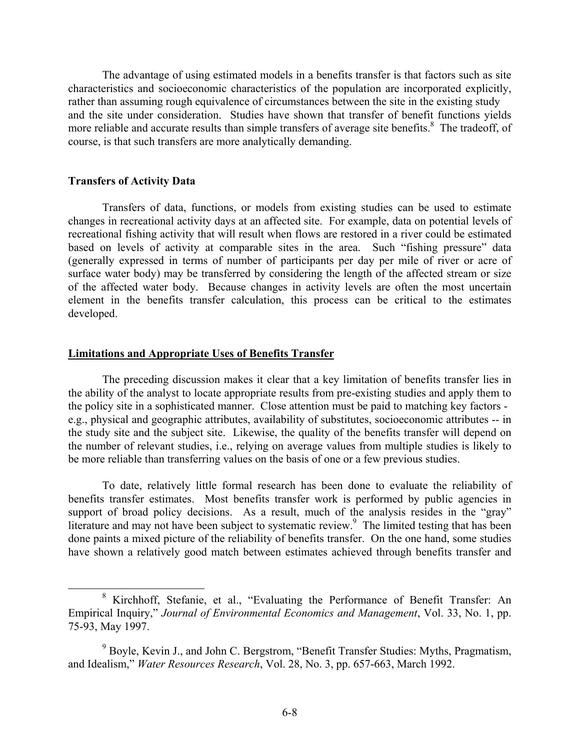The advantage of using estimated models in a benefits transfer is that factors such as site characteristics and socioeconomic characteristics of the population are incorporated explicitly, rather than assuming rough equivalence of circumstances between the site in the existing study and the site under consideration. Studies have shown that transfer of benefit functions yields more reliable and accurate results than simple transfers of average site benefits.[8] The tradeoff, of course, is that such transfers are more analytically demanding.

**Transfers of Activity Data**

Transfers of data, functions, or models from existing studies can be used to estimate changes in recreational activity days at an affected site. For example, data on potential levels of recreational fishing activity that will result when flows are restored in a river could be estimated based on levels of activity at comparable sites in the area. Such "fishing pressure" data (generally expressed in terms of number of participants per day per mile of river or acre of surface water body) may be transferred by considering the length of the affected stream or size of the affected water body. Because changes in activity levels are often the most uncertain element in the benefits transfer calculation, this process can be critical to the estimates developed.

**Limitations and Appropriate Uses of Benefits Transfer**

The preceding discussion makes it clear that a key limitation of benefits transfer lies in the ability of the analyst to locate appropriate results from pre-existing studies and apply them to the policy site in a sophisticated manner. Close attention must be paid to matching key factors - e.g., physical and geographic attributes, availability of substitutes, socioeconomic attributes -- in the study site and the subject site. Likewise, the quality of the benefits transfer will depend on the number of relevant studies, i.e., relying on average values from multiple studies is likely to be more reliable than transferring values on the basis of one or a few previous studies.

To date, relatively little formal research has been done to evaluate the reliability of benefits transfer estimates. Most benefits transfer work is performed by public agencies in support of broad policy decisions. As a result, much of the analysis resides in the "gray" literature and may not have been subject to systematic review.[9] The limited testing that has been done paints a mixed picture of the reliability of benefits transfer. On the one hand, some studies have shown a relatively good match between estimates achieved through benefits transfer and

---

[8] Kirchhoff, Stefanie, et al., "Evaluating the Performance of Benefit Transfer: An Empirical Inquiry," *Journal of Environmental Economics and Management*, Vol. 33, No. 1, pp. 75-93, May 1997.

[9] Boyle, Kevin J., and John C. Bergstrom, "Benefit Transfer Studies: Myths, Pragmatism, and Idealism," *Water Resources Research*, Vol. 28, No. 3, pp. 657-663, March 1992.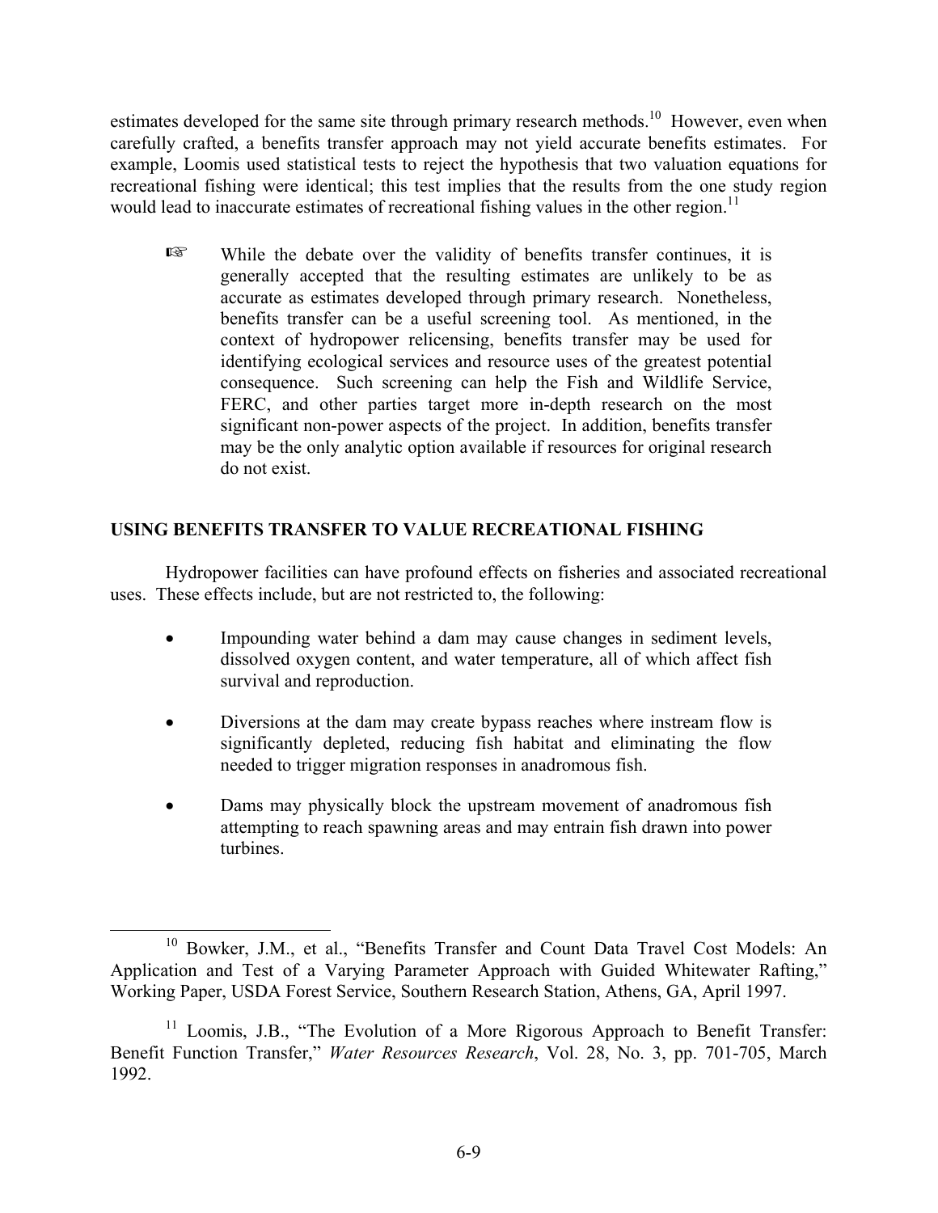estimates developed for the same site through primary research methods.[10] However, even when carefully crafted, a benefits transfer approach may not yield accurate benefits estimates. For example, Loomis used statistical tests to reject the hypothesis that two valuation equations for recreational fishing were identical; this test implies that the results from the one study region would lead to inaccurate estimates of recreational fishing values in the other region.[11]

☞ While the debate over the validity of benefits transfer continues, it is generally accepted that the resulting estimates are unlikely to be as accurate as estimates developed through primary research. Nonetheless, benefits transfer can be a useful screening tool. As mentioned, in the context of hydropower relicensing, benefits transfer may be used for identifying ecological services and resource uses of the greatest potential consequence. Such screening can help the Fish and Wildlife Service, FERC, and other parties target more in-depth research on the most significant non-power aspects of the project. In addition, benefits transfer may be the only analytic option available if resources for original research do not exist.

## USING BENEFITS TRANSFER TO VALUE RECREATIONAL FISHING

Hydropower facilities can have profound effects on fisheries and associated recreational uses. These effects include, but are not restricted to, the following:

- Impounding water behind a dam may cause changes in sediment levels, dissolved oxygen content, and water temperature, all of which affect fish survival and reproduction.
- Diversions at the dam may create bypass reaches where instream flow is significantly depleted, reducing fish habitat and eliminating the flow needed to trigger migration responses in anadromous fish.
- Dams may physically block the upstream movement of anadromous fish attempting to reach spawning areas and may entrain fish drawn into power turbines.

---

[10] Bowker, J.M., et al., "Benefits Transfer and Count Data Travel Cost Models: An Application and Test of a Varying Parameter Approach with Guided Whitewater Rafting," Working Paper, USDA Forest Service, Southern Research Station, Athens, GA, April 1997.

[11] Loomis, J.B., "The Evolution of a More Rigorous Approach to Benefit Transfer: Benefit Function Transfer," *Water Resources Research*, Vol. 28, No. 3, pp. 701-705, March 1992.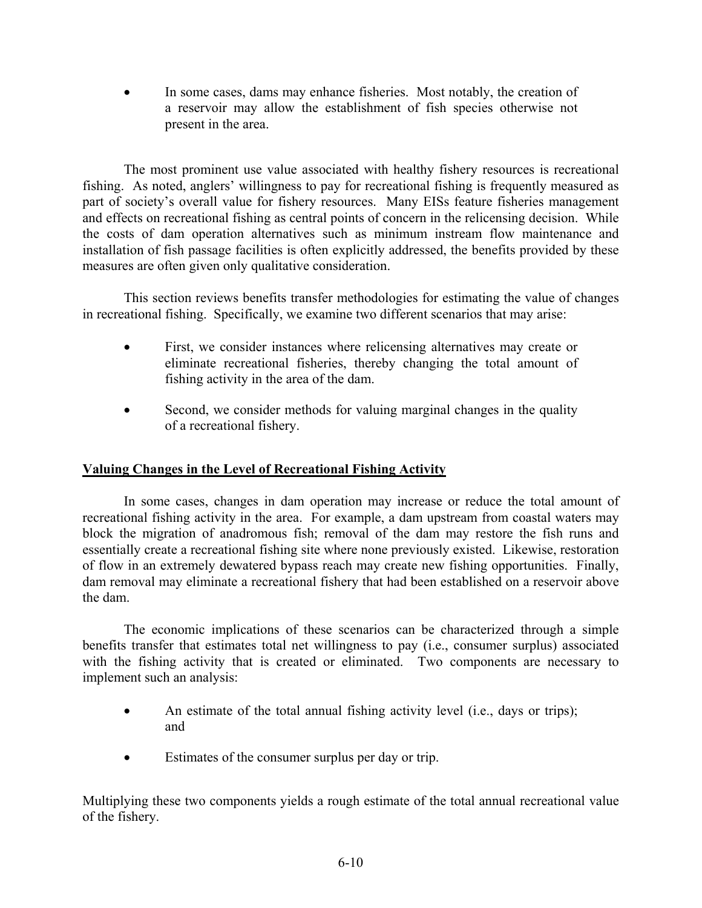- In some cases, dams may enhance fisheries. Most notably, the creation of a reservoir may allow the establishment of fish species otherwise not present in the area.

The most prominent use value associated with healthy fishery resources is recreational fishing. As noted, anglers' willingness to pay for recreational fishing is frequently measured as part of society's overall value for fishery resources. Many EISs feature fisheries management and effects on recreational fishing as central points of concern in the relicensing decision. While the costs of dam operation alternatives such as minimum instream flow maintenance and installation of fish passage facilities is often explicitly addressed, the benefits provided by these measures are often given only qualitative consideration.

This section reviews benefits transfer methodologies for estimating the value of changes in recreational fishing. Specifically, we examine two different scenarios that may arise:

- First, we consider instances where relicensing alternatives may create or eliminate recreational fisheries, thereby changing the total amount of fishing activity in the area of the dam.
- Second, we consider methods for valuing marginal changes in the quality of a recreational fishery.

## Valuing Changes in the Level of Recreational Fishing Activity

In some cases, changes in dam operation may increase or reduce the total amount of recreational fishing activity in the area. For example, a dam upstream from coastal waters may block the migration of anadromous fish; removal of the dam may restore the fish runs and essentially create a recreational fishing site where none previously existed. Likewise, restoration of flow in an extremely dewatered bypass reach may create new fishing opportunities. Finally, dam removal may eliminate a recreational fishery that had been established on a reservoir above the dam.

The economic implications of these scenarios can be characterized through a simple benefits transfer that estimates total net willingness to pay (i.e., consumer surplus) associated with the fishing activity that is created or eliminated. Two components are necessary to implement such an analysis:

- An estimate of the total annual fishing activity level (i.e., days or trips); and
- Estimates of the consumer surplus per day or trip.

Multiplying these two components yields a rough estimate of the total annual recreational value of the fishery.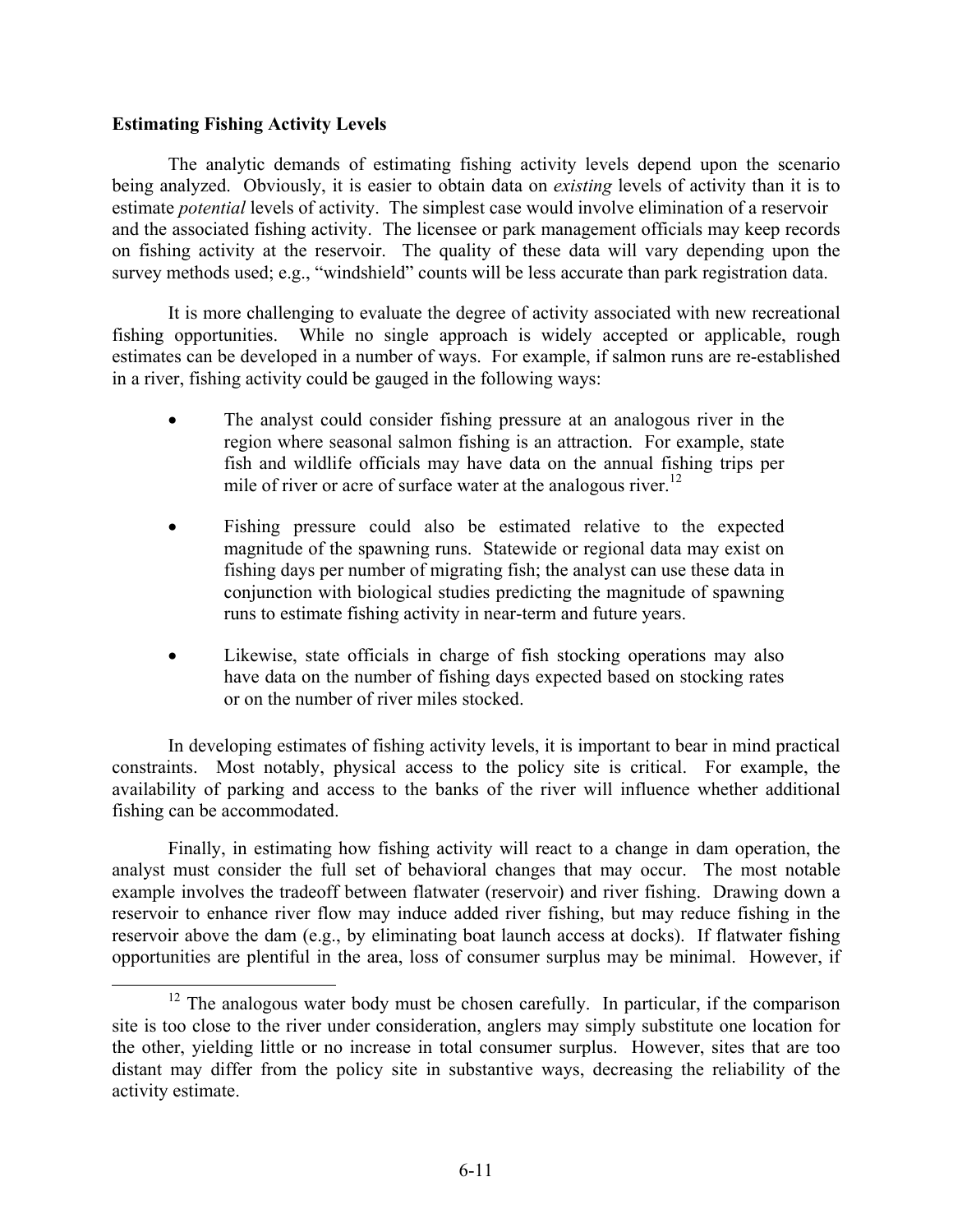**Estimating Fishing Activity Levels**

The analytic demands of estimating fishing activity levels depend upon the scenario being analyzed. Obviously, it is easier to obtain data on *existing* levels of activity than it is to estimate *potential* levels of activity. The simplest case would involve elimination of a reservoir and the associated fishing activity. The licensee or park management officials may keep records on fishing activity at the reservoir. The quality of these data will vary depending upon the survey methods used; e.g., "windshield" counts will be less accurate than park registration data.

It is more challenging to evaluate the degree of activity associated with new recreational fishing opportunities. While no single approach is widely accepted or applicable, rough estimates can be developed in a number of ways. For example, if salmon runs are re-established in a river, fishing activity could be gauged in the following ways:

- The analyst could consider fishing pressure at an analogous river in the region where seasonal salmon fishing is an attraction. For example, state fish and wildlife officials may have data on the annual fishing trips per mile of river or acre of surface water at the analogous river.[12]

- Fishing pressure could also be estimated relative to the expected magnitude of the spawning runs. Statewide or regional data may exist on fishing days per number of migrating fish; the analyst can use these data in conjunction with biological studies predicting the magnitude of spawning runs to estimate fishing activity in near-term and future years.

- Likewise, state officials in charge of fish stocking operations may also have data on the number of fishing days expected based on stocking rates or on the number of river miles stocked.

In developing estimates of fishing activity levels, it is important to bear in mind practical constraints. Most notably, physical access to the policy site is critical. For example, the availability of parking and access to the banks of the river will influence whether additional fishing can be accommodated.

Finally, in estimating how fishing activity will react to a change in dam operation, the analyst must consider the full set of behavioral changes that may occur. The most notable example involves the tradeoff between flatwater (reservoir) and river fishing. Drawing down a reservoir to enhance river flow may induce added river fishing, but may reduce fishing in the reservoir above the dam (e.g., by eliminating boat launch access at docks). If flatwater fishing opportunities are plentiful in the area, loss of consumer surplus may be minimal. However, if

[12] The analogous water body must be chosen carefully. In particular, if the comparison site is too close to the river under consideration, anglers may simply substitute one location for the other, yielding little or no increase in total consumer surplus. However, sites that are too distant may differ from the policy site in substantive ways, decreasing the reliability of the activity estimate.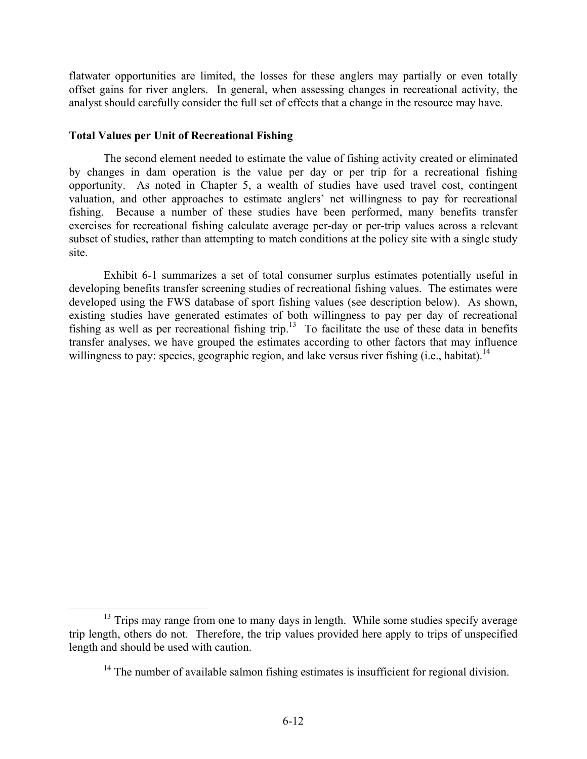flatwater opportunities are limited, the losses for these anglers may partially or even totally offset gains for river anglers. In general, when assessing changes in recreational activity, the analyst should carefully consider the full set of effects that a change in the resource may have.

### Total Values per Unit of Recreational Fishing

The second element needed to estimate the value of fishing activity created or eliminated by changes in dam operation is the value per day or per trip for a recreational fishing opportunity. As noted in Chapter 5, a wealth of studies have used travel cost, contingent valuation, and other approaches to estimate anglers' net willingness to pay for recreational fishing. Because a number of these studies have been performed, many benefits transfer exercises for recreational fishing calculate average per-day or per-trip values across a relevant subset of studies, rather than attempting to match conditions at the policy site with a single study site.

Exhibit 6-1 summarizes a set of total consumer surplus estimates potentially useful in developing benefits transfer screening studies of recreational fishing values. The estimates were developed using the FWS database of sport fishing values (see description below). As shown, existing studies have generated estimates of both willingness to pay per day of recreational fishing as well as per recreational fishing trip.[13] To facilitate the use of these data in benefits transfer analyses, we have grouped the estimates according to other factors that may influence willingness to pay: species, geographic region, and lake versus river fishing (i.e., habitat).[14]

---

[13] Trips may range from one to many days in length. While some studies specify average trip length, others do not. Therefore, the trip values provided here apply to trips of unspecified length and should be used with caution.

[14] The number of available salmon fishing estimates is insufficient for regional division.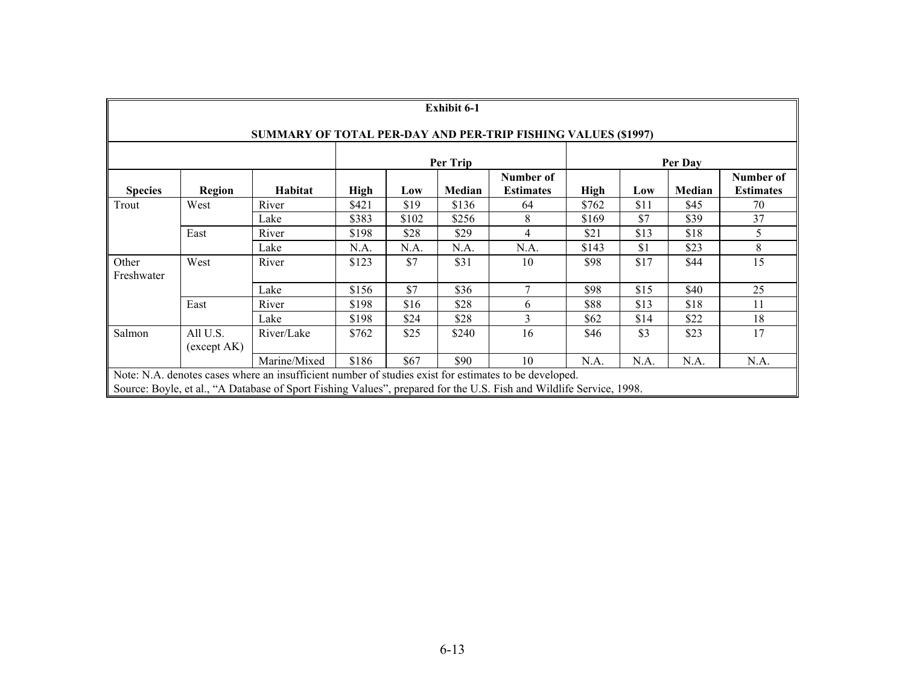**Exhibit 6-1**

**SUMMARY OF TOTAL PER-DAY AND PER-TRIP FISHING VALUES ($1997)**

| | | | Per Trip | | | | Per Day | | | |
|---|---|---|---|---|---|---|---|---|---|---|
| **Species** | **Region** | **Habitat** | **High** | **Low** | **Median** | **Number of Estimates** | **High** | **Low** | **Median** | **Number of Estimates** |
| Trout | West | River | $421 | $19 | $136 | 64 | $762 | $11 | $45 | 70 |
| | | Lake | $383 | $102 | $256 | 8 | $169 | $7 | $39 | 37 |
| | East | River | $198 | $28 | $29 | 4 | $21 | $13 | $18 | 5 |
| | | Lake | N.A. | N.A. | N.A. | N.A. | $143 | $1 | $23 | 8 |
| Other Freshwater | West | River | $123 | $7 | $31 | 10 | $98 | $17 | $44 | 15 |
| | | Lake | $156 | $7 | $36 | 7 | $98 | $15 | $40 | 25 |
| | East | River | $198 | $16 | $28 | 6 | $88 | $13 | $18 | 11 |
| | | Lake | $198 | $24 | $28 | 3 | $62 | $14 | $22 | 18 |
| Salmon | All U.S. (except AK) | River/Lake | $762 | $25 | $240 | 16 | $46 | $3 | $23 | 17 |
| | | Marine/Mixed | $186 | $67 | $90 | 10 | N.A. | N.A. | N.A. | N.A. |

Note: N.A. denotes cases where an insufficient number of studies exist for estimates to be developed.
Source: Boyle, et al., "A Database of Sport Fishing Values", prepared for the U.S. Fish and Wildlife Service, 1998.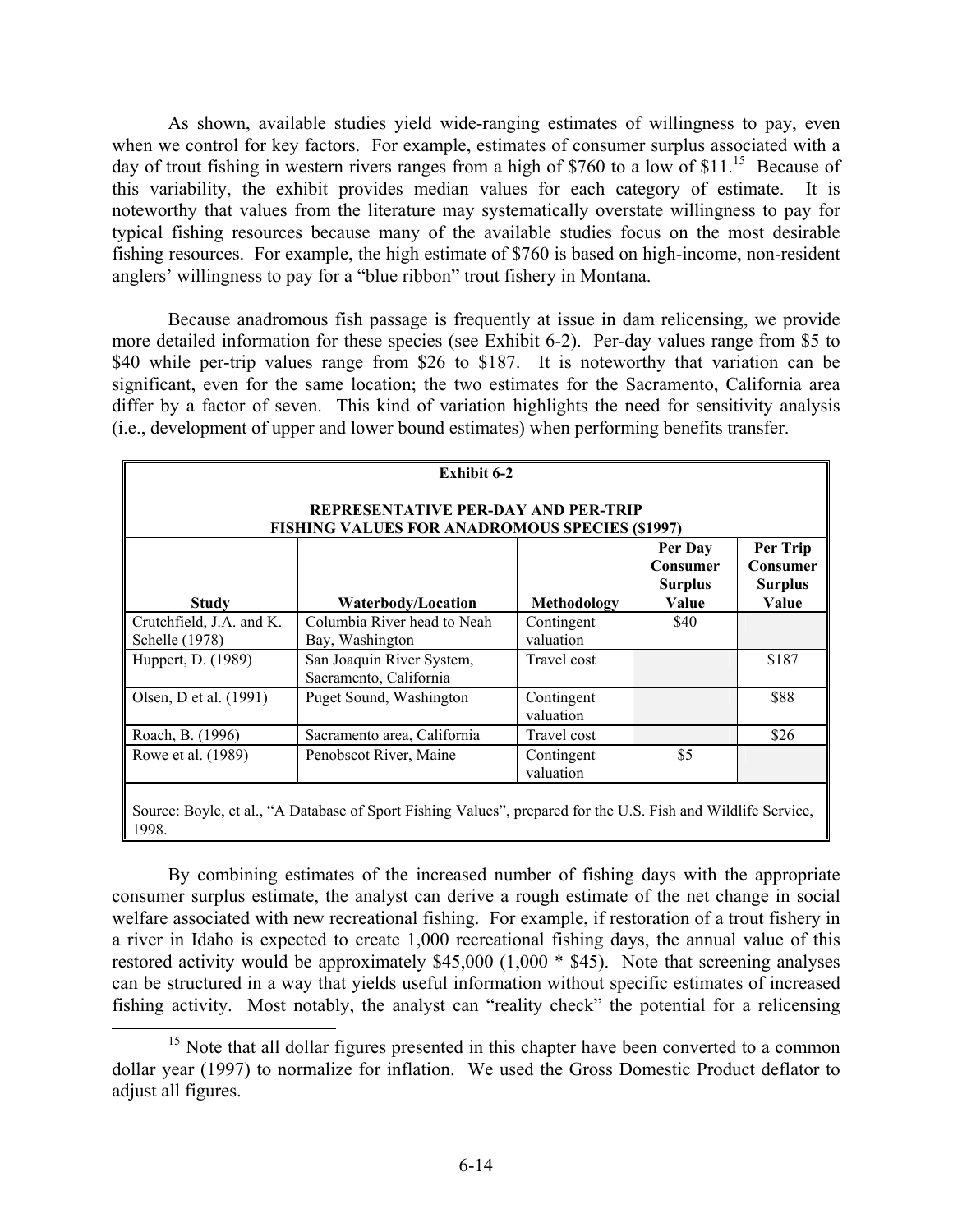As shown, available studies yield wide-ranging estimates of willingness to pay, even when we control for key factors. For example, estimates of consumer surplus associated with a day of trout fishing in western rivers ranges from a high of $760 to a low of $11.[15] Because of this variability, the exhibit provides median values for each category of estimate. It is noteworthy that values from the literature may systematically overstate willingness to pay for typical fishing resources because many of the available studies focus on the most desirable fishing resources. For example, the high estimate of $760 is based on high-income, non-resident anglers' willingness to pay for a "blue ribbon" trout fishery in Montana.

Because anadromous fish passage is frequently at issue in dam relicensing, we provide more detailed information for these species (see Exhibit 6-2). Per-day values range from $5 to $40 while per-trip values range from $26 to $187. It is noteworthy that variation can be significant, even for the same location; the two estimates for the Sacramento, California area differ by a factor of seven. This kind of variation highlights the need for sensitivity analysis (i.e., development of upper and lower bound estimates) when performing benefits transfer.

**Exhibit 6-2**

**REPRESENTATIVE PER-DAY AND PER-TRIP FISHING VALUES FOR ANADROMOUS SPECIES ($1997)**

| Study | Waterbody/Location | Methodology | Per Day Consumer Surplus Value | Per Trip Consumer Surplus Value |
|---|---|---|---|---|
| Crutchfield, J.A. and K. Schelle (1978) | Columbia River head to Neah Bay, Washington | Contingent valuation | $40 | |
| Huppert, D. (1989) | San Joaquin River System, Sacramento, California | Travel cost | | $187 |
| Olsen, D et al. (1991) | Puget Sound, Washington | Contingent valuation | | $88 |
| Roach, B. (1996) | Sacramento area, California | Travel cost | | $26 |
| Rowe et al. (1989) | Penobscot River, Maine | Contingent valuation | $5 | |

Source: Boyle, et al., "A Database of Sport Fishing Values", prepared for the U.S. Fish and Wildlife Service, 1998.

By combining estimates of the increased number of fishing days with the appropriate consumer surplus estimate, the analyst can derive a rough estimate of the net change in social welfare associated with new recreational fishing. For example, if restoration of a trout fishery in a river in Idaho is expected to create 1,000 recreational fishing days, the annual value of this restored activity would be approximately $45,000 (1,000 * $45). Note that screening analyses can be structured in a way that yields useful information without specific estimates of increased fishing activity. Most notably, the analyst can "reality check" the potential for a relicensing

[15] Note that all dollar figures presented in this chapter have been converted to a common dollar year (1997) to normalize for inflation. We used the Gross Domestic Product deflator to adjust all figures.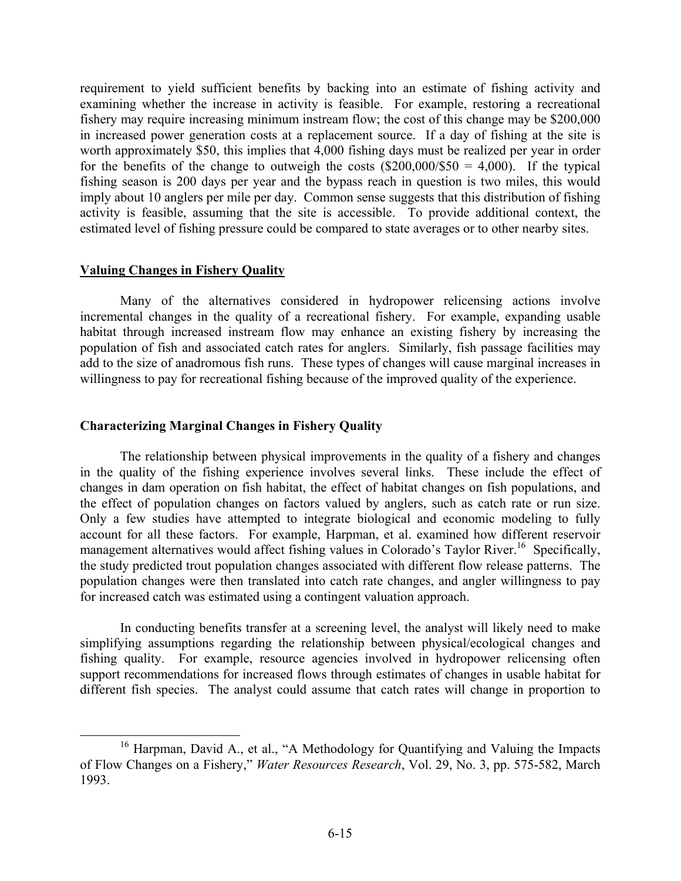requirement to yield sufficient benefits by backing into an estimate of fishing activity and examining whether the increase in activity is feasible. For example, restoring a recreational fishery may require increasing minimum instream flow; the cost of this change may be $200,000 in increased power generation costs at a replacement source. If a day of fishing at the site is worth approximately $50, this implies that 4,000 fishing days must be realized per year in order for the benefits of the change to outweigh the costs ($200,000/$50 = 4,000). If the typical fishing season is 200 days per year and the bypass reach in question is two miles, this would imply about 10 anglers per mile per day. Common sense suggests that this distribution of fishing activity is feasible, assuming that the site is accessible. To provide additional context, the estimated level of fishing pressure could be compared to state averages or to other nearby sites.

## <u>Valuing Changes in Fishery Quality</u>

Many of the alternatives considered in hydropower relicensing actions involve incremental changes in the quality of a recreational fishery. For example, expanding usable habitat through increased instream flow may enhance an existing fishery by increasing the population of fish and associated catch rates for anglers. Similarly, fish passage facilities may add to the size of anadromous fish runs. These types of changes will cause marginal increases in willingness to pay for recreational fishing because of the improved quality of the experience.

### Characterizing Marginal Changes in Fishery Quality

The relationship between physical improvements in the quality of a fishery and changes in the quality of the fishing experience involves several links. These include the effect of changes in dam operation on fish habitat, the effect of habitat changes on fish populations, and the effect of population changes on factors valued by anglers, such as catch rate or run size. Only a few studies have attempted to integrate biological and economic modeling to fully account for all these factors. For example, Harpman, et al. examined how different reservoir management alternatives would affect fishing values in Colorado's Taylor River.[16] Specifically, the study predicted trout population changes associated with different flow release patterns. The population changes were then translated into catch rate changes, and angler willingness to pay for increased catch was estimated using a contingent valuation approach.

In conducting benefits transfer at a screening level, the analyst will likely need to make simplifying assumptions regarding the relationship between physical/ecological changes and fishing quality. For example, resource agencies involved in hydropower relicensing often support recommendations for increased flows through estimates of changes in usable habitat for different fish species. The analyst could assume that catch rates will change in proportion to

---

[16] Harpman, David A., et al., "A Methodology for Quantifying and Valuing the Impacts of Flow Changes on a Fishery," *Water Resources Research*, Vol. 29, No. 3, pp. 575-582, March 1993.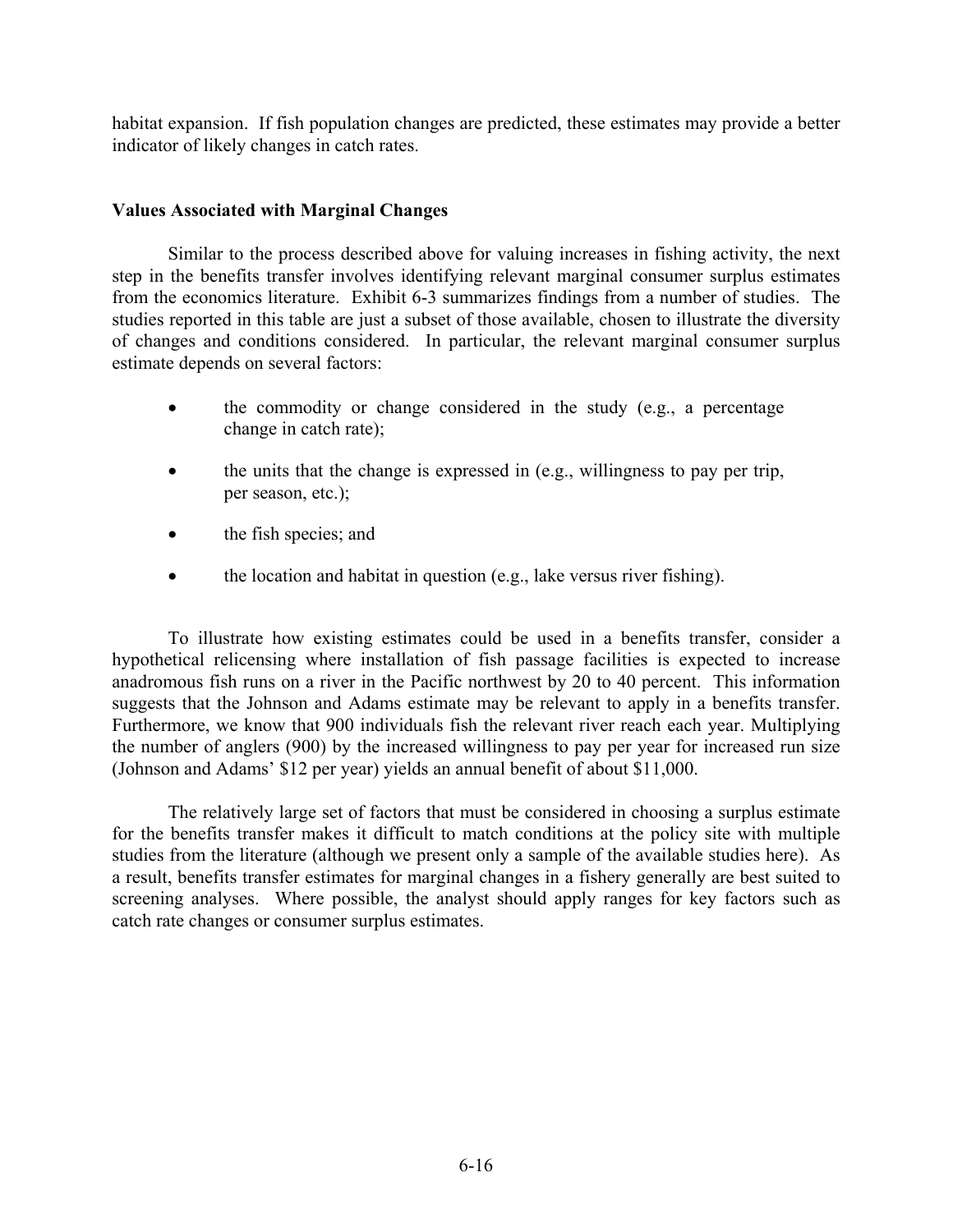habitat expansion. If fish population changes are predicted, these estimates may provide a better indicator of likely changes in catch rates.

**Values Associated with Marginal Changes**

Similar to the process described above for valuing increases in fishing activity, the next step in the benefits transfer involves identifying relevant marginal consumer surplus estimates from the economics literature. Exhibit 6-3 summarizes findings from a number of studies. The studies reported in this table are just a subset of those available, chosen to illustrate the diversity of changes and conditions considered. In particular, the relevant marginal consumer surplus estimate depends on several factors:

- the commodity or change considered in the study (e.g., a percentage change in catch rate);
- the units that the change is expressed in (e.g., willingness to pay per trip, per season, etc.);
- the fish species; and
- the location and habitat in question (e.g., lake versus river fishing).

To illustrate how existing estimates could be used in a benefits transfer, consider a hypothetical relicensing where installation of fish passage facilities is expected to increase anadromous fish runs on a river in the Pacific northwest by 20 to 40 percent. This information suggests that the Johnson and Adams estimate may be relevant to apply in a benefits transfer. Furthermore, we know that 900 individuals fish the relevant river reach each year. Multiplying the number of anglers (900) by the increased willingness to pay per year for increased run size (Johnson and Adams' $12 per year) yields an annual benefit of about $11,000.

The relatively large set of factors that must be considered in choosing a surplus estimate for the benefits transfer makes it difficult to match conditions at the policy site with multiple studies from the literature (although we present only a sample of the available studies here). As a result, benefits transfer estimates for marginal changes in a fishery generally are best suited to screening analyses. Where possible, the analyst should apply ranges for key factors such as catch rate changes or consumer surplus estimates.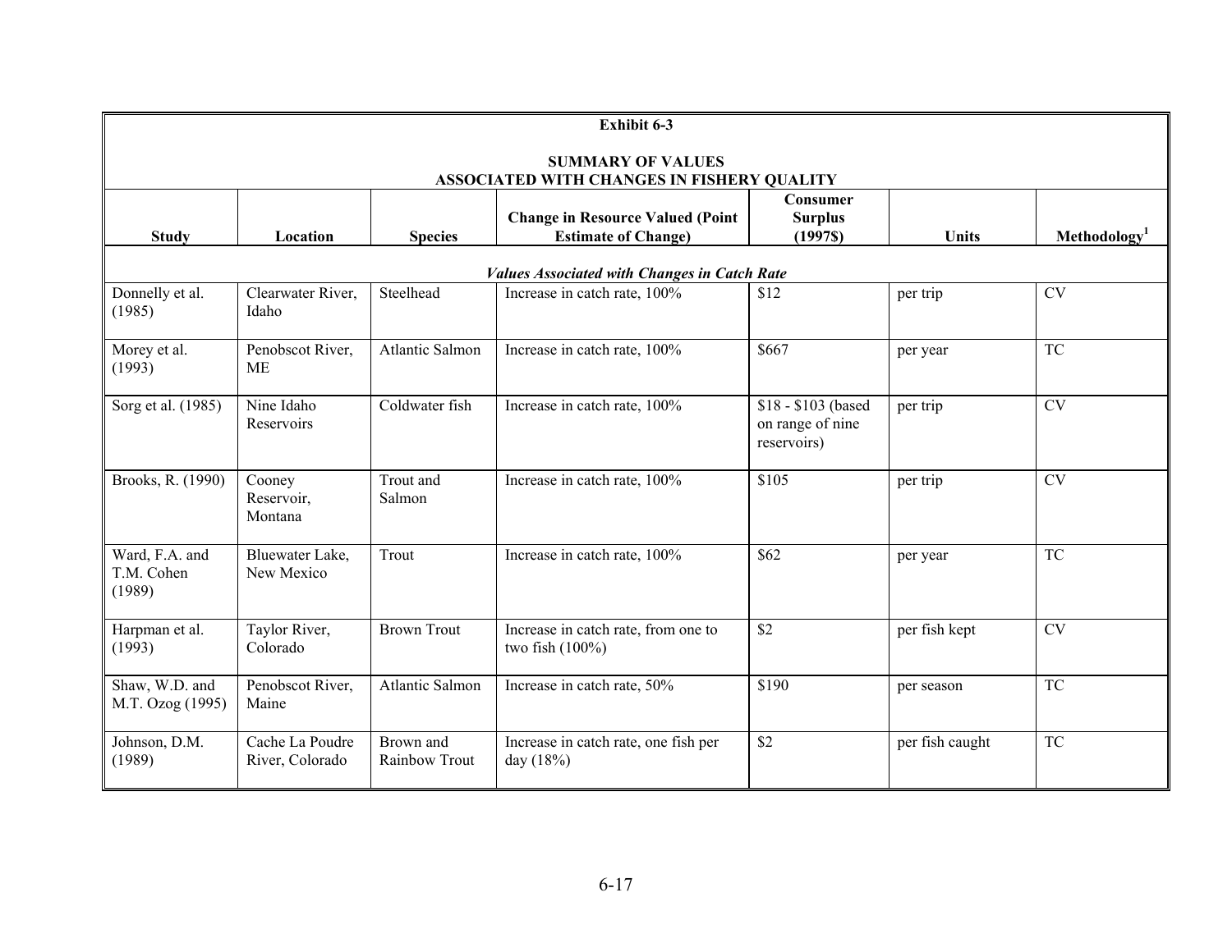**Exhibit 6-3**

**SUMMARY OF VALUES ASSOCIATED WITH CHANGES IN FISHERY QUALITY**

| Study | Location | Species | Change in Resource Valued (Point Estimate of Change) | Consumer Surplus (1997$) | Units | Methodology[1] |
|---|---|---|---|---|---|---|
| | | | ***Values Associated with Changes in Catch Rate*** | | | |
| Donnelly et al. (1985) | Clearwater River, Idaho | Steelhead | Increase in catch rate, 100% | $12 | per trip | CV |
| Morey et al. (1993) | Penobscot River, ME | Atlantic Salmon | Increase in catch rate, 100% | $667 | per year | TC |
| Sorg et al. (1985) | Nine Idaho Reservoirs | Coldwater fish | Increase in catch rate, 100% | $18 - $103 (based on range of nine reservoirs) | per trip | CV |
| Brooks, R. (1990) | Cooney Reservoir, Montana | Trout and Salmon | Increase in catch rate, 100% | $105 | per trip | CV |
| Ward, F.A. and T.M. Cohen (1989) | Bluewater Lake, New Mexico | Trout | Increase in catch rate, 100% | $62 | per year | TC |
| Harpman et al. (1993) | Taylor River, Colorado | Brown Trout | Increase in catch rate, from one to two fish (100%) | $2 | per fish kept | CV |
| Shaw, W.D. and M.T. Ozog (1995) | Penobscot River, Maine | Atlantic Salmon | Increase in catch rate, 50% | $190 | per season | TC |
| Johnson, D.M. (1989) | Cache La Poudre River, Colorado | Brown and Rainbow Trout | Increase in catch rate, one fish per day (18%) | $2 | per fish caught | TC |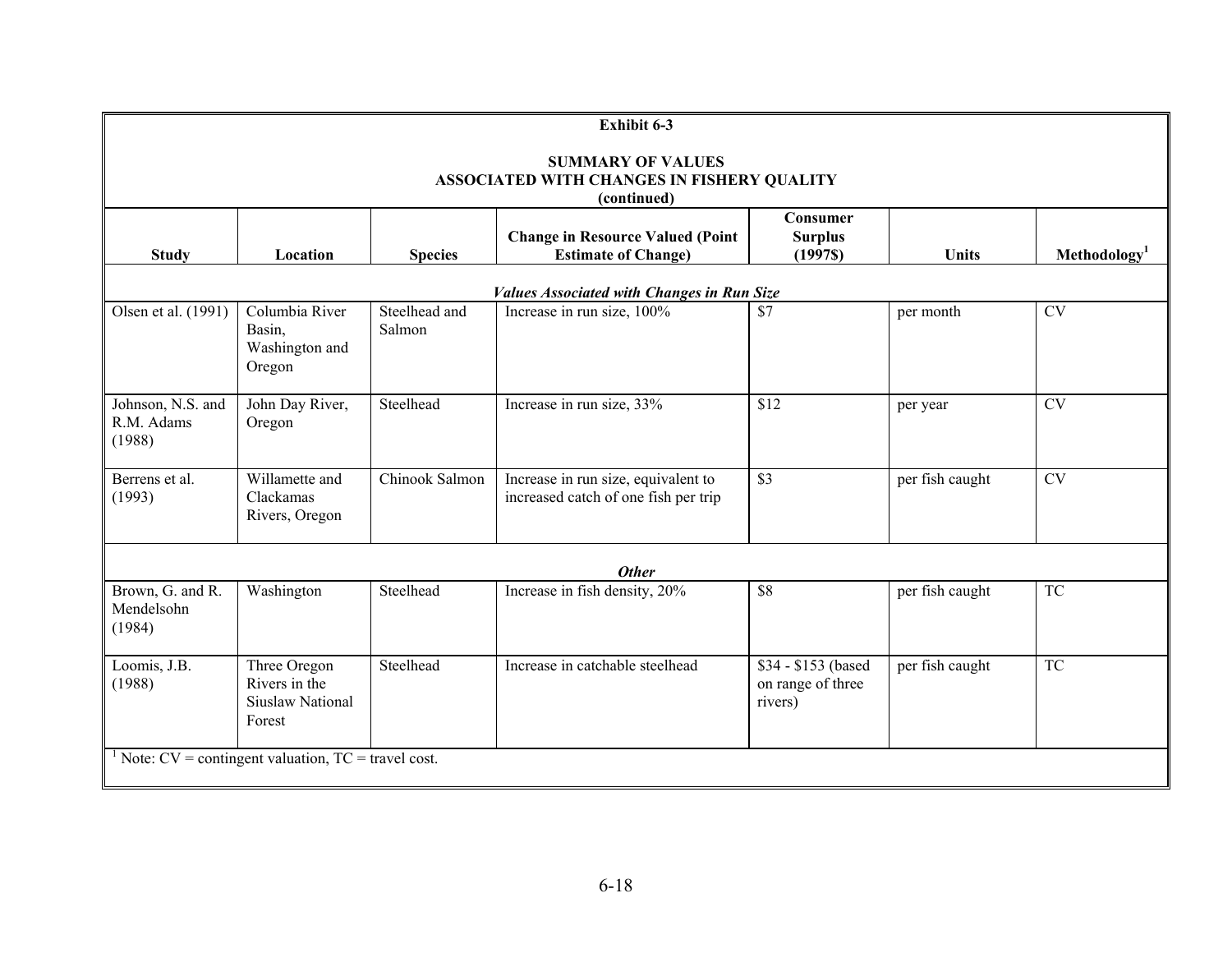**Exhibit 6-3**

**SUMMARY OF VALUES ASSOCIATED WITH CHANGES IN FISHERY QUALITY (continued)**

| Study | Location | Species | Change in Resource Valued (Point Estimate of Change) | Consumer Surplus (1997$) | Units | Methodology[1] |
|---|---|---|---|---|---|---|
| | | | ***Values Associated with Changes in Run Size*** | | | |
| Olsen et al. (1991) | Columbia River Basin, Washington and Oregon | Steelhead and Salmon | Increase in run size, 100% | $7 | per month | CV |
| Johnson, N.S. and R.M. Adams (1988) | John Day River, Oregon | Steelhead | Increase in run size, 33% | $12 | per year | CV |
| Berrens et al. (1993) | Willamette and Clackamas Rivers, Oregon | Chinook Salmon | Increase in run size, equivalent to increased catch of one fish per trip | $3 | per fish caught | CV |
| | | | ***Other*** | | | |
| Brown, G. and R. Mendelsohn (1984) | Washington | Steelhead | Increase in fish density, 20% | $8 | per fish caught | TC |
| Loomis, J.B. (1988) | Three Oregon Rivers in the Siuslaw National Forest | Steelhead | Increase in catchable steelhead | $34 - $153 (based on range of three rivers) | per fish caught | TC |

[1] Note: CV = contingent valuation, TC = travel cost.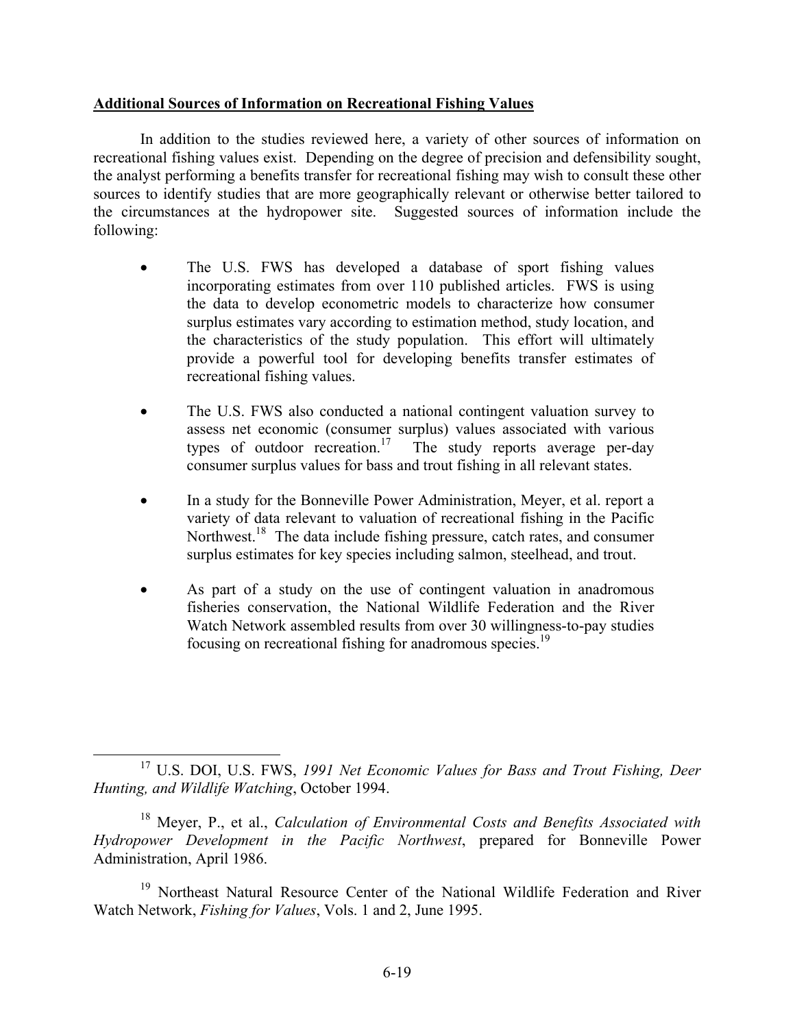**Additional Sources of Information on Recreational Fishing Values**

In addition to the studies reviewed here, a variety of other sources of information on recreational fishing values exist. Depending on the degree of precision and defensibility sought, the analyst performing a benefits transfer for recreational fishing may wish to consult these other sources to identify studies that are more geographically relevant or otherwise better tailored to the circumstances at the hydropower site. Suggested sources of information include the following:

- The U.S. FWS has developed a database of sport fishing values incorporating estimates from over 110 published articles. FWS is using the data to develop econometric models to characterize how consumer surplus estimates vary according to estimation method, study location, and the characteristics of the study population. This effort will ultimately provide a powerful tool for developing benefits transfer estimates of recreational fishing values.

- The U.S. FWS also conducted a national contingent valuation survey to assess net economic (consumer surplus) values associated with various types of outdoor recreation.[17] The study reports average per-day consumer surplus values for bass and trout fishing in all relevant states.

- In a study for the Bonneville Power Administration, Meyer, et al. report a variety of data relevant to valuation of recreational fishing in the Pacific Northwest.[18] The data include fishing pressure, catch rates, and consumer surplus estimates for key species including salmon, steelhead, and trout.

- As part of a study on the use of contingent valuation in anadromous fisheries conservation, the National Wildlife Federation and the River Watch Network assembled results from over 30 willingness-to-pay studies focusing on recreational fishing for anadromous species.[19]

---

[17] U.S. DOI, U.S. FWS, *1991 Net Economic Values for Bass and Trout Fishing, Deer Hunting, and Wildlife Watching*, October 1994.

[18] Meyer, P., et al., *Calculation of Environmental Costs and Benefits Associated with Hydropower Development in the Pacific Northwest*, prepared for Bonneville Power Administration, April 1986.

[19] Northeast Natural Resource Center of the National Wildlife Federation and River Watch Network, *Fishing for Values*, Vols. 1 and 2, June 1995.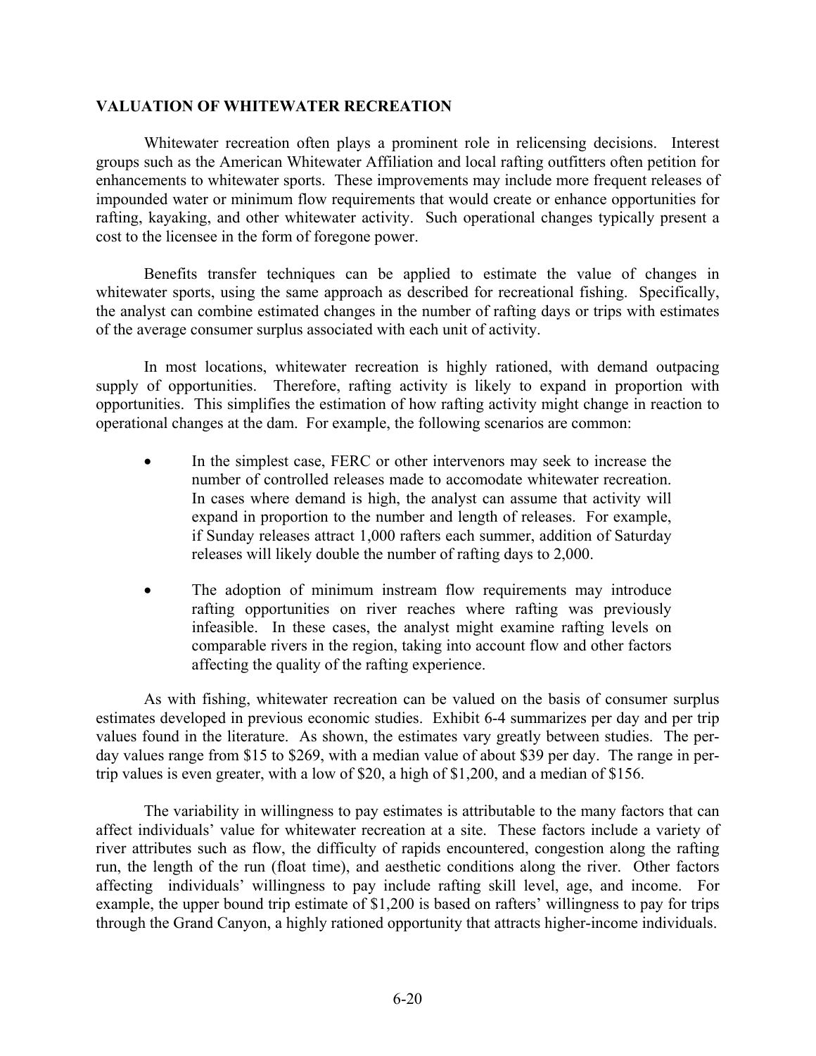## VALUATION OF WHITEWATER RECREATION

Whitewater recreation often plays a prominent role in relicensing decisions. Interest groups such as the American Whitewater Affiliation and local rafting outfitters often petition for enhancements to whitewater sports. These improvements may include more frequent releases of impounded water or minimum flow requirements that would create or enhance opportunities for rafting, kayaking, and other whitewater activity. Such operational changes typically present a cost to the licensee in the form of foregone power.

Benefits transfer techniques can be applied to estimate the value of changes in whitewater sports, using the same approach as described for recreational fishing. Specifically, the analyst can combine estimated changes in the number of rafting days or trips with estimates of the average consumer surplus associated with each unit of activity.

In most locations, whitewater recreation is highly rationed, with demand outpacing supply of opportunities. Therefore, rafting activity is likely to expand in proportion with opportunities. This simplifies the estimation of how rafting activity might change in reaction to operational changes at the dam. For example, the following scenarios are common:

- In the simplest case, FERC or other intervenors may seek to increase the number of controlled releases made to accomodate whitewater recreation. In cases where demand is high, the analyst can assume that activity will expand in proportion to the number and length of releases. For example, if Sunday releases attract 1,000 rafters each summer, addition of Saturday releases will likely double the number of rafting days to 2,000.
- The adoption of minimum instream flow requirements may introduce rafting opportunities on river reaches where rafting was previously infeasible. In these cases, the analyst might examine rafting levels on comparable rivers in the region, taking into account flow and other factors affecting the quality of the rafting experience.

As with fishing, whitewater recreation can be valued on the basis of consumer surplus estimates developed in previous economic studies. Exhibit 6-4 summarizes per day and per trip values found in the literature. As shown, the estimates vary greatly between studies. The per-day values range from $15 to $269, with a median value of about $39 per day. The range in per-trip values is even greater, with a low of $20, a high of $1,200, and a median of $156.

The variability in willingness to pay estimates is attributable to the many factors that can affect individuals' value for whitewater recreation at a site. These factors include a variety of river attributes such as flow, the difficulty of rapids encountered, congestion along the rafting run, the length of the run (float time), and aesthetic conditions along the river. Other factors affecting individuals' willingness to pay include rafting skill level, age, and income. For example, the upper bound trip estimate of $1,200 is based on rafters' willingness to pay for trips through the Grand Canyon, a highly rationed opportunity that attracts higher-income individuals.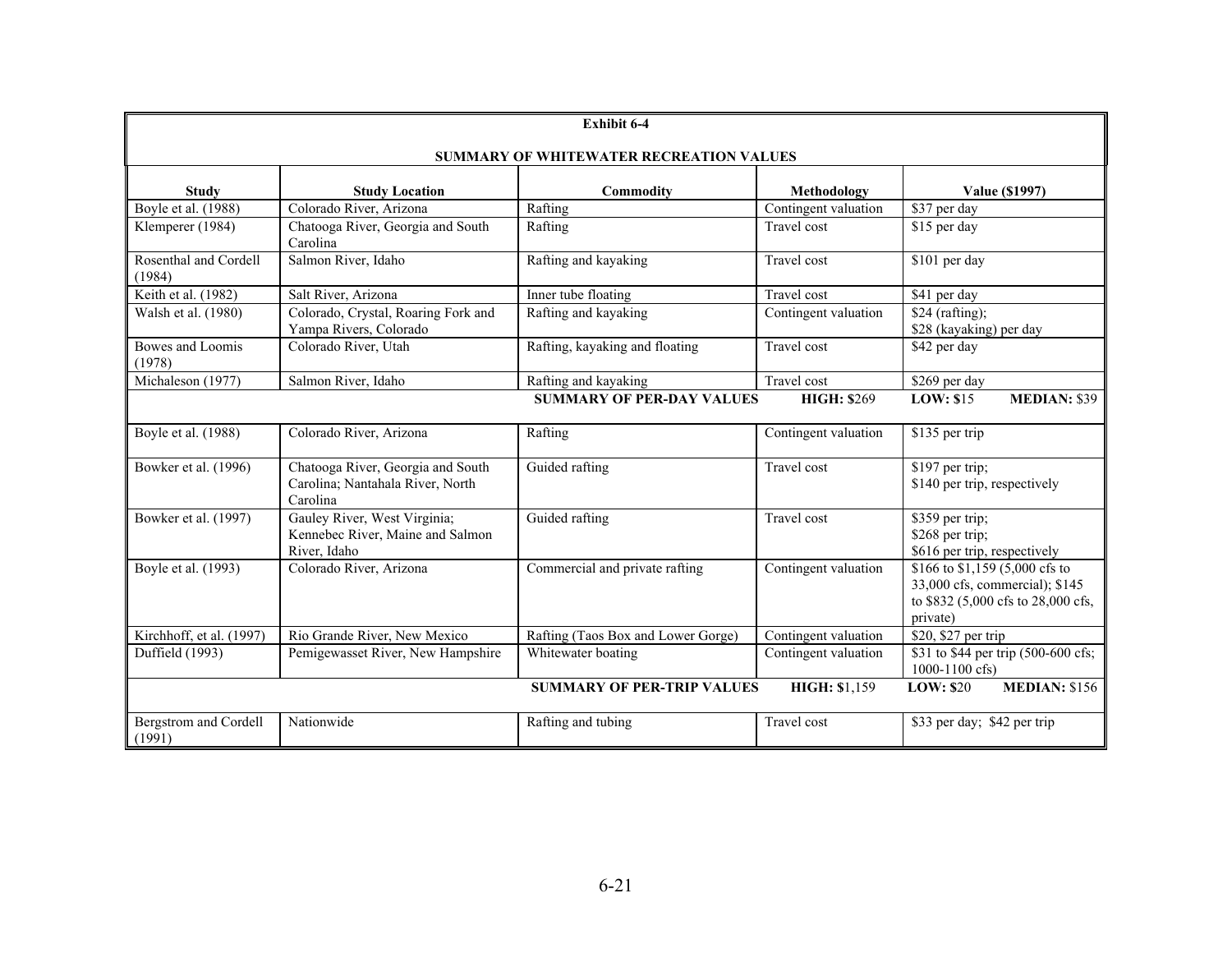**Exhibit 6-4**

**SUMMARY OF WHITEWATER RECREATION VALUES**

| Study | Study Location | Commodity | Methodology | Value ($1997) |
|---|---|---|---|---|
| Boyle et al. (1988) | Colorado River, Arizona | Rafting | Contingent valuation | $37 per day |
| Klemperer (1984) | Chatooga River, Georgia and South Carolina | Rafting | Travel cost | $15 per day |
| Rosenthal and Cordell (1984) | Salmon River, Idaho | Rafting and kayaking | Travel cost | $101 per day |
| Keith et al. (1982) | Salt River, Arizona | Inner tube floating | Travel cost | $41 per day |
| Walsh et al. (1980) | Colorado, Crystal, Roaring Fork and Yampa Rivers, Colorado | Rafting and kayaking | Contingent valuation | $24 (rafting); $28 (kayaking) per day |
| Bowes and Loomis (1978) | Colorado River, Utah | Rafting, kayaking and floating | Travel cost | $42 per day |
| Michaleson (1977) | Salmon River, Idaho | Rafting and kayaking | Travel cost | $269 per day |
| | | **SUMMARY OF PER-DAY VALUES** | **HIGH:** $269 | **LOW:** $15 **MEDIAN:** $39 |
| Boyle et al. (1988) | Colorado River, Arizona | Rafting | Contingent valuation | $135 per trip |
| Bowker et al. (1996) | Chatooga River, Georgia and South Carolina; Nantahala River, North Carolina | Guided rafting | Travel cost | $197 per trip; $140 per trip, respectively |
| Bowker et al. (1997) | Gauley River, West Virginia; Kennebec River, Maine and Salmon River, Idaho | Guided rafting | Travel cost | $359 per trip; $268 per trip; $616 per trip, respectively |
| Boyle et al. (1993) | Colorado River, Arizona | Commercial and private rafting | Contingent valuation | $166 to $1,159 (5,000 cfs to 33,000 cfs, commercial); $145 to $832 (5,000 cfs to 28,000 cfs, private) |
| Kirchhoff, et al. (1997) | Rio Grande River, New Mexico | Rafting (Taos Box and Lower Gorge) | Contingent valuation | $20, $27 per trip |
| Duffield (1993) | Pemigewasset River, New Hampshire | Whitewater boating | Contingent valuation | $31 to $44 per trip (500-600 cfs; 1000-1100 cfs) |
| | | **SUMMARY OF PER-TRIP VALUES** | **HIGH:** $1,159 | **LOW:** $20 **MEDIAN:** $156 |
| Bergstrom and Cordell (1991) | Nationwide | Rafting and tubing | Travel cost | $33 per day; $42 per trip |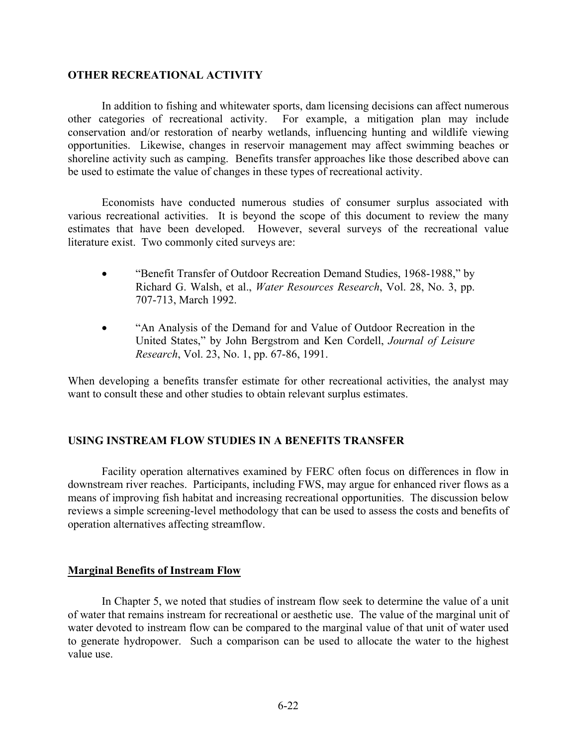## OTHER RECREATIONAL ACTIVITY

In addition to fishing and whitewater sports, dam licensing decisions can affect numerous other categories of recreational activity. For example, a mitigation plan may include conservation and/or restoration of nearby wetlands, influencing hunting and wildlife viewing opportunities. Likewise, changes in reservoir management may affect swimming beaches or shoreline activity such as camping. Benefits transfer approaches like those described above can be used to estimate the value of changes in these types of recreational activity.

Economists have conducted numerous studies of consumer surplus associated with various recreational activities. It is beyond the scope of this document to review the many estimates that have been developed. However, several surveys of the recreational value literature exist. Two commonly cited surveys are:

- "Benefit Transfer of Outdoor Recreation Demand Studies, 1968-1988," by Richard G. Walsh, et al., *Water Resources Research*, Vol. 28, No. 3, pp. 707-713, March 1992.
- "An Analysis of the Demand for and Value of Outdoor Recreation in the United States," by John Bergstrom and Ken Cordell, *Journal of Leisure Research*, Vol. 23, No. 1, pp. 67-86, 1991.

When developing a benefits transfer estimate for other recreational activities, the analyst may want to consult these and other studies to obtain relevant surplus estimates.

## USING INSTREAM FLOW STUDIES IN A BENEFITS TRANSFER

Facility operation alternatives examined by FERC often focus on differences in flow in downstream river reaches. Participants, including FWS, may argue for enhanced river flows as a means of improving fish habitat and increasing recreational opportunities. The discussion below reviews a simple screening-level methodology that can be used to assess the costs and benefits of operation alternatives affecting streamflow.

### Marginal Benefits of Instream Flow

In Chapter 5, we noted that studies of instream flow seek to determine the value of a unit of water that remains instream for recreational or aesthetic use. The value of the marginal unit of water devoted to instream flow can be compared to the marginal value of that unit of water used to generate hydropower. Such a comparison can be used to allocate the water to the highest value use.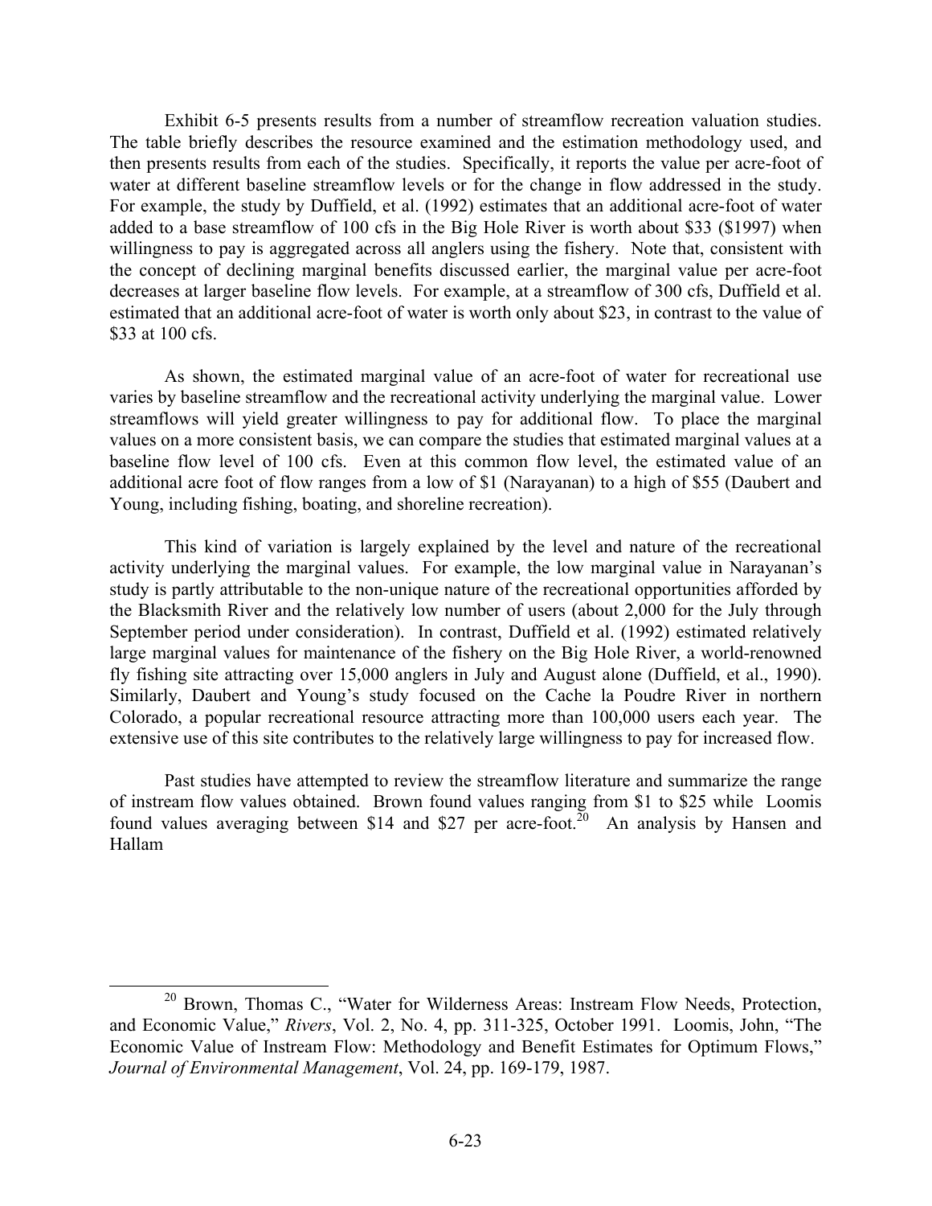Exhibit 6-5 presents results from a number of streamflow recreation valuation studies. The table briefly describes the resource examined and the estimation methodology used, and then presents results from each of the studies. Specifically, it reports the value per acre-foot of water at different baseline streamflow levels or for the change in flow addressed in the study. For example, the study by Duffield, et al. (1992) estimates that an additional acre-foot of water added to a base streamflow of 100 cfs in the Big Hole River is worth about $33 ($1997) when willingness to pay is aggregated across all anglers using the fishery. Note that, consistent with the concept of declining marginal benefits discussed earlier, the marginal value per acre-foot decreases at larger baseline flow levels. For example, at a streamflow of 300 cfs, Duffield et al. estimated that an additional acre-foot of water is worth only about $23, in contrast to the value of $33 at 100 cfs.

As shown, the estimated marginal value of an acre-foot of water for recreational use varies by baseline streamflow and the recreational activity underlying the marginal value. Lower streamflows will yield greater willingness to pay for additional flow. To place the marginal values on a more consistent basis, we can compare the studies that estimated marginal values at a baseline flow level of 100 cfs. Even at this common flow level, the estimated value of an additional acre foot of flow ranges from a low of $1 (Narayanan) to a high of $55 (Daubert and Young, including fishing, boating, and shoreline recreation).

This kind of variation is largely explained by the level and nature of the recreational activity underlying the marginal values. For example, the low marginal value in Narayanan's study is partly attributable to the non-unique nature of the recreational opportunities afforded by the Blacksmith River and the relatively low number of users (about 2,000 for the July through September period under consideration). In contrast, Duffield et al. (1992) estimated relatively large marginal values for maintenance of the fishery on the Big Hole River, a world-renowned fly fishing site attracting over 15,000 anglers in July and August alone (Duffield, et al., 1990). Similarly, Daubert and Young's study focused on the Cache la Poudre River in northern Colorado, a popular recreational resource attracting more than 100,000 users each year. The extensive use of this site contributes to the relatively large willingness to pay for increased flow.

Past studies have attempted to review the streamflow literature and summarize the range of instream flow values obtained. Brown found values ranging from $1 to $25 while Loomis found values averaging between $14 and $27 per acre-foot.[20] An analysis by Hansen and Hallam

---

[20] Brown, Thomas C., "Water for Wilderness Areas: Instream Flow Needs, Protection, and Economic Value," *Rivers*, Vol. 2, No. 4, pp. 311-325, October 1991. Loomis, John, "The Economic Value of Instream Flow: Methodology and Benefit Estimates for Optimum Flows," *Journal of Environmental Management*, Vol. 24, pp. 169-179, 1987.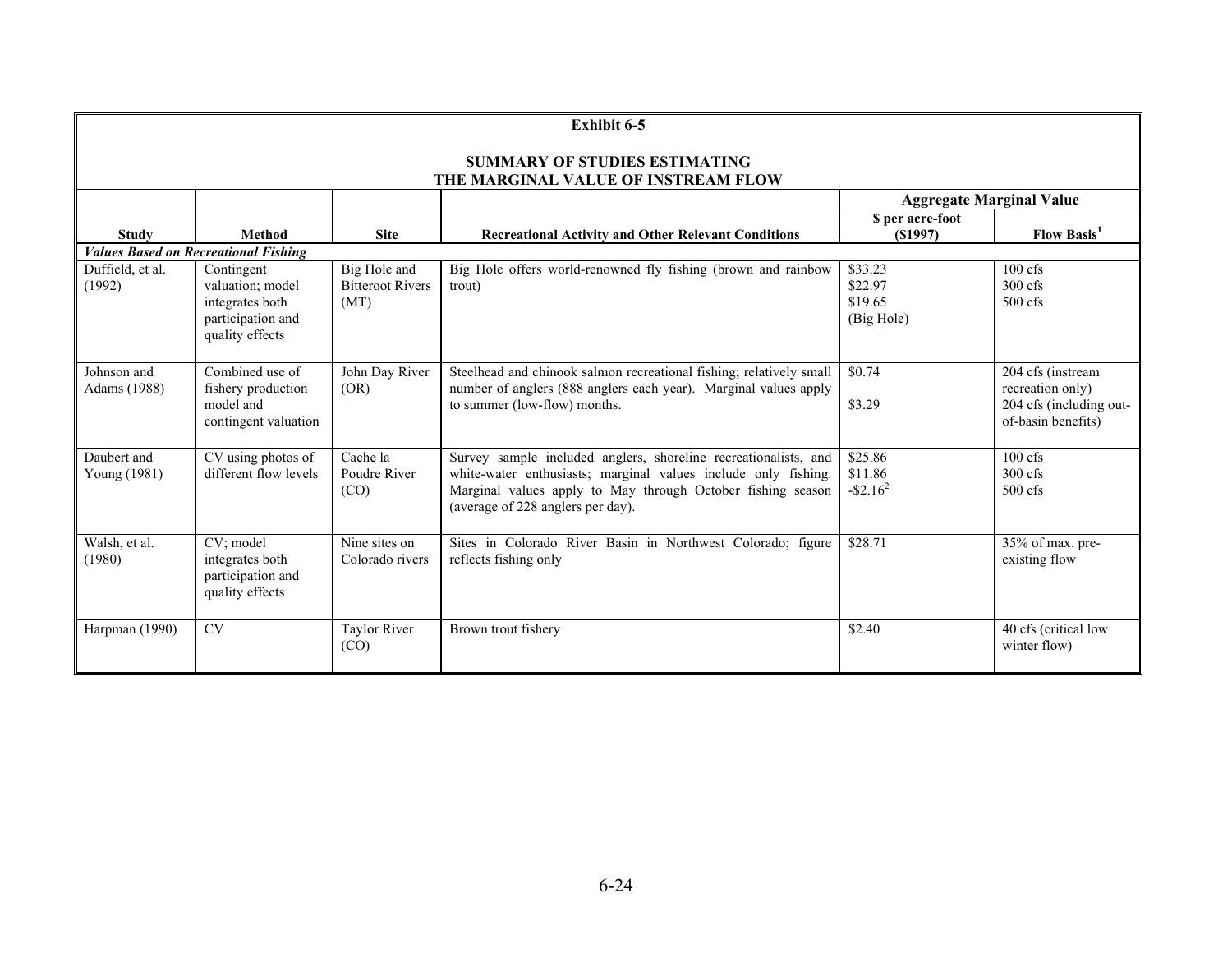**Exhibit 6-5**

**SUMMARY OF STUDIES ESTIMATING THE MARGINAL VALUE OF INSTREAM FLOW**

| Study | Method | Site | Recreational Activity and Other Relevant Conditions | Aggregate Marginal Value | |
|---|---|---|---|---|---|
| | | | | **\$ per acre-foot (\$1997)** | **Flow Basis[1]** |
| ***Values Based on Recreational Fishing*** | | | | | |
| Duffield, et al. (1992) | Contingent valuation; model integrates both participation and quality effects | Big Hole and Bitteroot Rivers (MT) | Big Hole offers world-renowned fly fishing (brown and rainbow trout) | \$33.23<br>\$22.97<br>\$19.65<br>(Big Hole) | 100 cfs<br>300 cfs<br>500 cfs |
| Johnson and Adams (1988) | Combined use of fishery production model and contingent valuation | John Day River (OR) | Steelhead and chinook salmon recreational fishing; relatively small number of anglers (888 anglers each year). Marginal values apply to summer (low-flow) months. | \$0.74<br><br>\$3.29 | 204 cfs (instream recreation only)<br>204 cfs (including out-of-basin benefits) |
| Daubert and Young (1981) | CV using photos of different flow levels | Cache la Poudre River (CO) | Survey sample included anglers, shoreline recreationalists, and white-water enthusiasts; marginal values include only fishing. Marginal values apply to May through October fishing season (average of 228 anglers per day). | \$25.86<br>\$11.86<br>-\$2.16[2] | 100 cfs<br>300 cfs<br>500 cfs |
| Walsh, et al. (1980) | CV; model integrates both participation and quality effects | Nine sites on Colorado rivers | Sites in Colorado River Basin in Northwest Colorado; figure reflects fishing only | \$28.71 | 35% of max. pre-existing flow |
| Harpman (1990) | CV | Taylor River (CO) | Brown trout fishery | \$2.40 | 40 cfs (critical low winter flow) |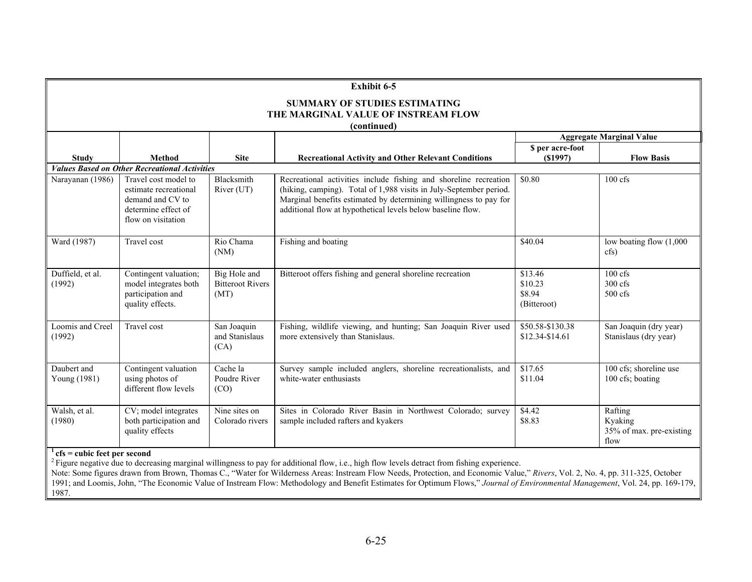**Exhibit 6-5**

**SUMMARY OF STUDIES ESTIMATING THE MARGINAL VALUE OF INSTREAM FLOW (continued)**

| Study | Method | Site | Recreational Activity and Other Relevant Conditions | Aggregate Marginal Value | |
|---|---|---|---|---|---|
| | | | | **\$ per acre-foot (\$1997)** | **Flow Basis** |
| ***Values Based on Other Recreational Activities*** | | | | | |
| Narayanan (1986) | Travel cost model to estimate recreational demand and CV to determine effect of flow on visitation | Blacksmith River (UT) | Recreational activities include fishing and shoreline recreation (hiking, camping). Total of 1,988 visits in July-September period. Marginal benefits estimated by determining willingness to pay for additional flow at hypothetical levels below baseline flow. | \$0.80 | 100 cfs |
| Ward (1987) | Travel cost | Rio Chama (NM) | Fishing and boating | \$40.04 | low boating flow (1,000 cfs) |
| Duffield, et al. (1992) | Contingent valuation; model integrates both participation and quality effects. | Big Hole and Bitteroot Rivers (MT) | Bitteroot offers fishing and general shoreline recreation | \$13.46<br>\$10.23<br>\$8.94<br>(Bitteroot) | 100 cfs<br>300 cfs<br>500 cfs |
| Loomis and Creel (1992) | Travel cost | San Joaquin and Stanislaus (CA) | Fishing, wildlife viewing, and hunting; San Joaquin River used more extensively than Stanislaus. | \$50.58-\$130.38<br>\$12.34-\$14.61 | San Joaquin (dry year)<br>Stanislaus (dry year) |
| Daubert and Young (1981) | Contingent valuation using photos of different flow levels | Cache la Poudre River (CO) | Survey sample included anglers, shoreline recreationalists, and white-water enthusiasts | \$17.65<br>\$11.04 | 100 cfs; shoreline use<br>100 cfs; boating |
| Walsh, et al. (1980) | CV; model integrates both participation and quality effects | Nine sites on Colorado rivers | Sites in Colorado River Basin in Northwest Colorado; survey sample included rafters and kyakers | \$4.42<br>\$8.83 | Rafting<br>Kyaking<br>35% of max. pre-existing flow |

[1] **cfs = cubic feet per second**

[2] Figure negative due to decreasing marginal willingness to pay for additional flow, i.e., high flow levels detract from fishing experience.

Note: Some figures drawn from Brown, Thomas C., "Water for Wilderness Areas: Instream Flow Needs, Protection, and Economic Value," *Rivers*, Vol. 2, No. 4, pp. 311-325, October 1991; and Loomis, John, "The Economic Value of Instream Flow: Methodology and Benefit Estimates for Optimum Flows," *Journal of Environmental Management*, Vol. 24, pp. 169-179, 1987.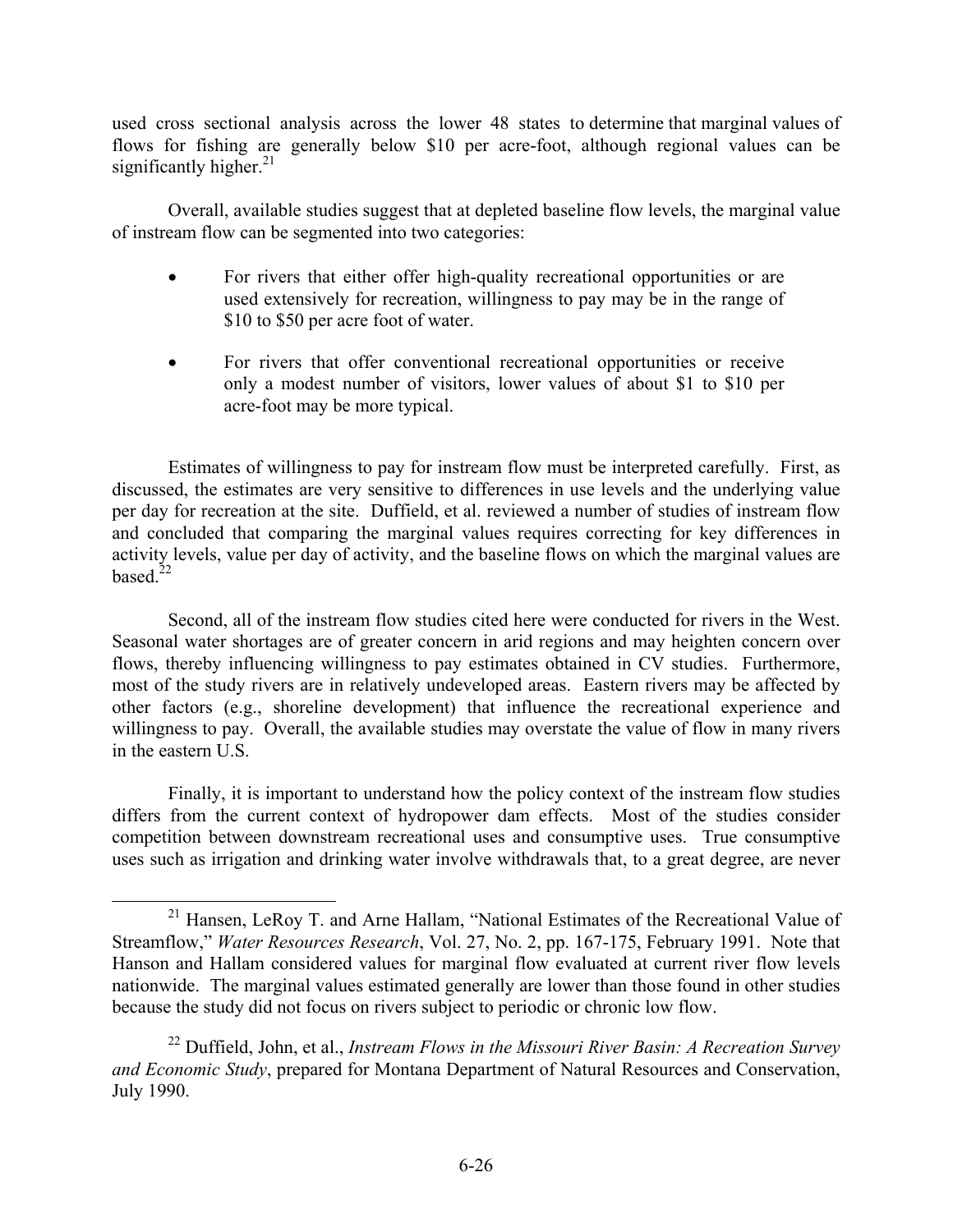used cross sectional analysis across the lower 48 states to determine that marginal values of flows for fishing are generally below $10 per acre-foot, although regional values can be significantly higher.[21]

Overall, available studies suggest that at depleted baseline flow levels, the marginal value of instream flow can be segmented into two categories:

- For rivers that either offer high-quality recreational opportunities or are used extensively for recreation, willingness to pay may be in the range of $10 to $50 per acre foot of water.

- For rivers that offer conventional recreational opportunities or receive only a modest number of visitors, lower values of about $1 to $10 per acre-foot may be more typical.

Estimates of willingness to pay for instream flow must be interpreted carefully. First, as discussed, the estimates are very sensitive to differences in use levels and the underlying value per day for recreation at the site. Duffield, et al. reviewed a number of studies of instream flow and concluded that comparing the marginal values requires correcting for key differences in activity levels, value per day of activity, and the baseline flows on which the marginal values are based.[22]

Second, all of the instream flow studies cited here were conducted for rivers in the West. Seasonal water shortages are of greater concern in arid regions and may heighten concern over flows, thereby influencing willingness to pay estimates obtained in CV studies. Furthermore, most of the study rivers are in relatively undeveloped areas. Eastern rivers may be affected by other factors (e.g., shoreline development) that influence the recreational experience and willingness to pay. Overall, the available studies may overstate the value of flow in many rivers in the eastern U.S.

Finally, it is important to understand how the policy context of the instream flow studies differs from the current context of hydropower dam effects. Most of the studies consider competition between downstream recreational uses and consumptive uses. True consumptive uses such as irrigation and drinking water involve withdrawals that, to a great degree, are never

---

[21] Hansen, LeRoy T. and Arne Hallam, "National Estimates of the Recreational Value of Streamflow," *Water Resources Research*, Vol. 27, No. 2, pp. 167-175, February 1991. Note that Hanson and Hallam considered values for marginal flow evaluated at current river flow levels nationwide. The marginal values estimated generally are lower than those found in other studies because the study did not focus on rivers subject to periodic or chronic low flow.

[22] Duffield, John, et al., *Instream Flows in the Missouri River Basin: A Recreation Survey and Economic Study*, prepared for Montana Department of Natural Resources and Conservation, July 1990.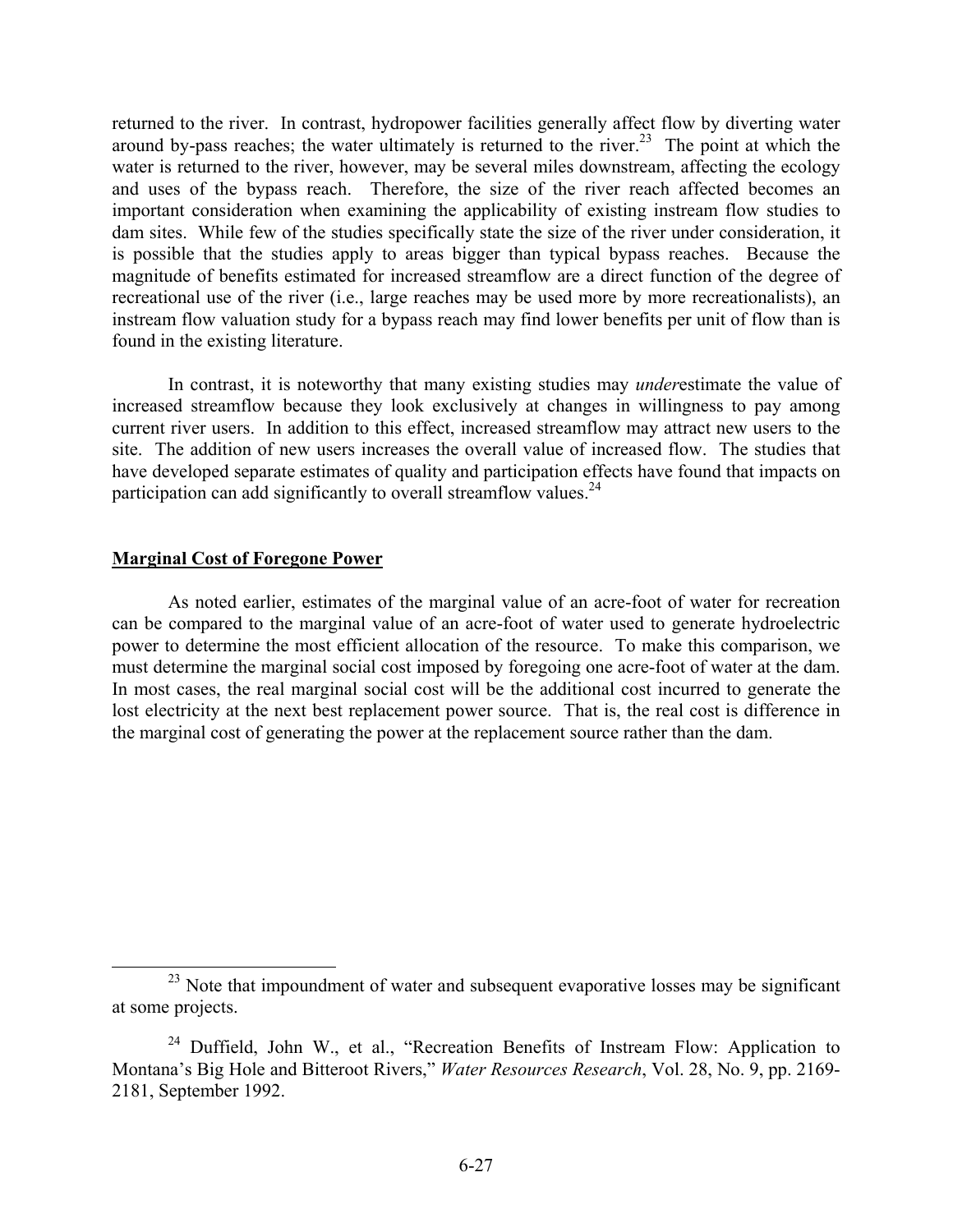returned to the river. In contrast, hydropower facilities generally affect flow by diverting water around by-pass reaches; the water ultimately is returned to the river.[23] The point at which the water is returned to the river, however, may be several miles downstream, affecting the ecology and uses of the bypass reach. Therefore, the size of the river reach affected becomes an important consideration when examining the applicability of existing instream flow studies to dam sites. While few of the studies specifically state the size of the river under consideration, it is possible that the studies apply to areas bigger than typical bypass reaches. Because the magnitude of benefits estimated for increased streamflow are a direct function of the degree of recreational use of the river (i.e., large reaches may be used more by more recreationalists), an instream flow valuation study for a bypass reach may find lower benefits per unit of flow than is found in the existing literature.

In contrast, it is noteworthy that many existing studies may *under*estimate the value of increased streamflow because they look exclusively at changes in willingness to pay among current river users. In addition to this effect, increased streamflow may attract new users to the site. The addition of new users increases the overall value of increased flow. The studies that have developed separate estimates of quality and participation effects have found that impacts on participation can add significantly to overall streamflow values.[24]

## Marginal Cost of Foregone Power

As noted earlier, estimates of the marginal value of an acre-foot of water for recreation can be compared to the marginal value of an acre-foot of water used to generate hydroelectric power to determine the most efficient allocation of the resource. To make this comparison, we must determine the marginal social cost imposed by foregoing one acre-foot of water at the dam. In most cases, the real marginal social cost will be the additional cost incurred to generate the lost electricity at the next best replacement power source. That is, the real cost is difference in the marginal cost of generating the power at the replacement source rather than the dam.

---

[23] Note that impoundment of water and subsequent evaporative losses may be significant at some projects.

[24] Duffield, John W., et al., "Recreation Benefits of Instream Flow: Application to Montana's Big Hole and Bitteroot Rivers," *Water Resources Research*, Vol. 28, No. 9, pp. 2169-2181, September 1992.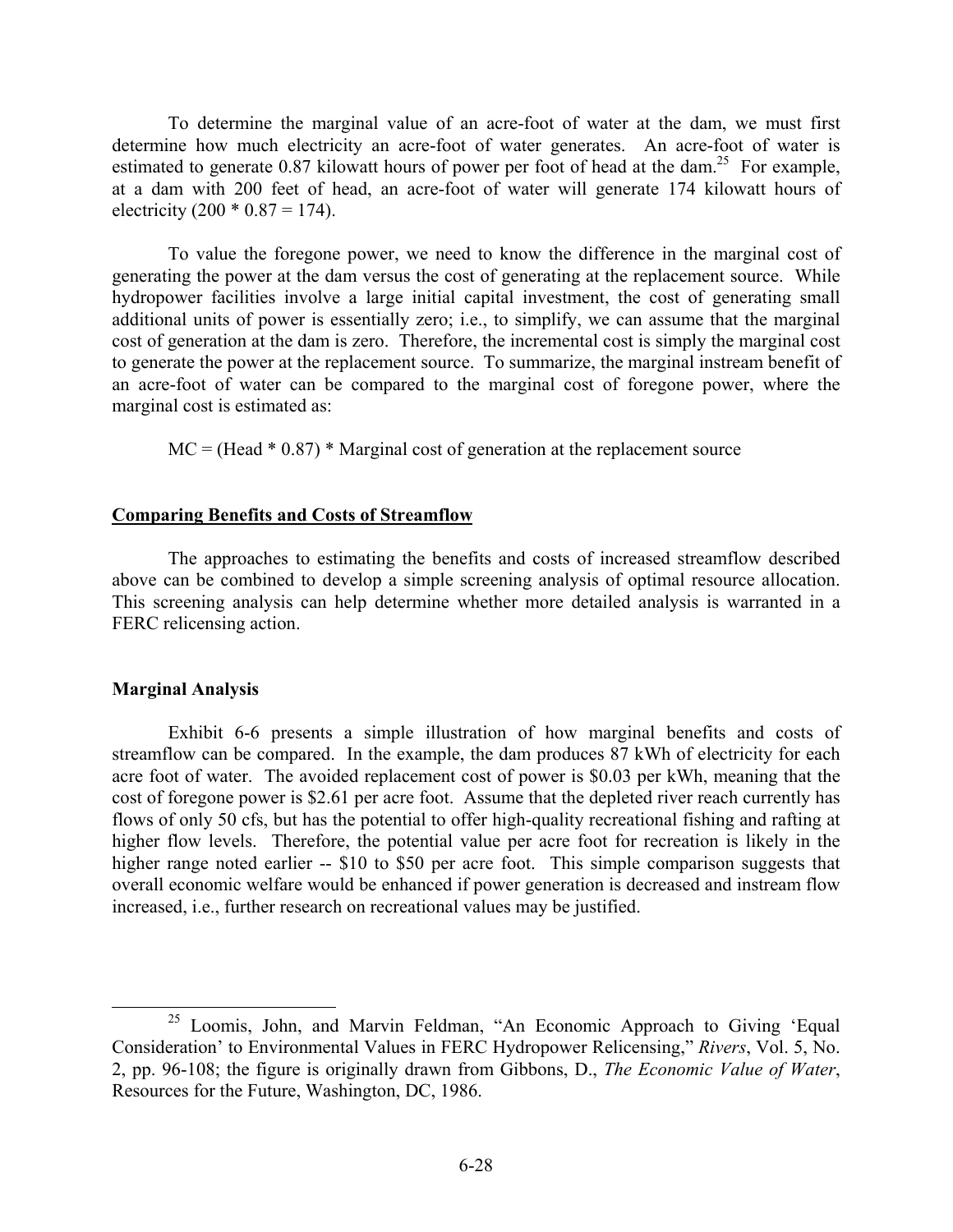To determine the marginal value of an acre-foot of water at the dam, we must first determine how much electricity an acre-foot of water generates. An acre-foot of water is estimated to generate 0.87 kilowatt hours of power per foot of head at the dam.[25] For example, at a dam with 200 feet of head, an acre-foot of water will generate 174 kilowatt hours of electricity (200 * 0.87 = 174).

To value the foregone power, we need to know the difference in the marginal cost of generating the power at the dam versus the cost of generating at the replacement source. While hydropower facilities involve a large initial capital investment, the cost of generating small additional units of power is essentially zero; i.e., to simplify, we can assume that the marginal cost of generation at the dam is zero. Therefore, the incremental cost is simply the marginal cost to generate the power at the replacement source. To summarize, the marginal instream benefit of an acre-foot of water can be compared to the marginal cost of foregone power, where the marginal cost is estimated as:

MC = (Head * 0.87) * Marginal cost of generation at the replacement source

## Comparing Benefits and Costs of Streamflow

The approaches to estimating the benefits and costs of increased streamflow described above can be combined to develop a simple screening analysis of optimal resource allocation. This screening analysis can help determine whether more detailed analysis is warranted in a FERC relicensing action.

### Marginal Analysis

Exhibit 6-6 presents a simple illustration of how marginal benefits and costs of streamflow can be compared. In the example, the dam produces 87 kWh of electricity for each acre foot of water. The avoided replacement cost of power is \$0.03 per kWh, meaning that the cost of foregone power is \$2.61 per acre foot. Assume that the depleted river reach currently has flows of only 50 cfs, but has the potential to offer high-quality recreational fishing and rafting at higher flow levels. Therefore, the potential value per acre foot for recreation is likely in the higher range noted earlier -- \$10 to \$50 per acre foot. This simple comparison suggests that overall economic welfare would be enhanced if power generation is decreased and instream flow increased, i.e., further research on recreational values may be justified.

---

[25] Loomis, John, and Marvin Feldman, "An Economic Approach to Giving 'Equal Consideration' to Environmental Values in FERC Hydropower Relicensing," *Rivers*, Vol. 5, No. 2, pp. 96-108; the figure is originally drawn from Gibbons, D., *The Economic Value of Water*, Resources for the Future, Washington, DC, 1986.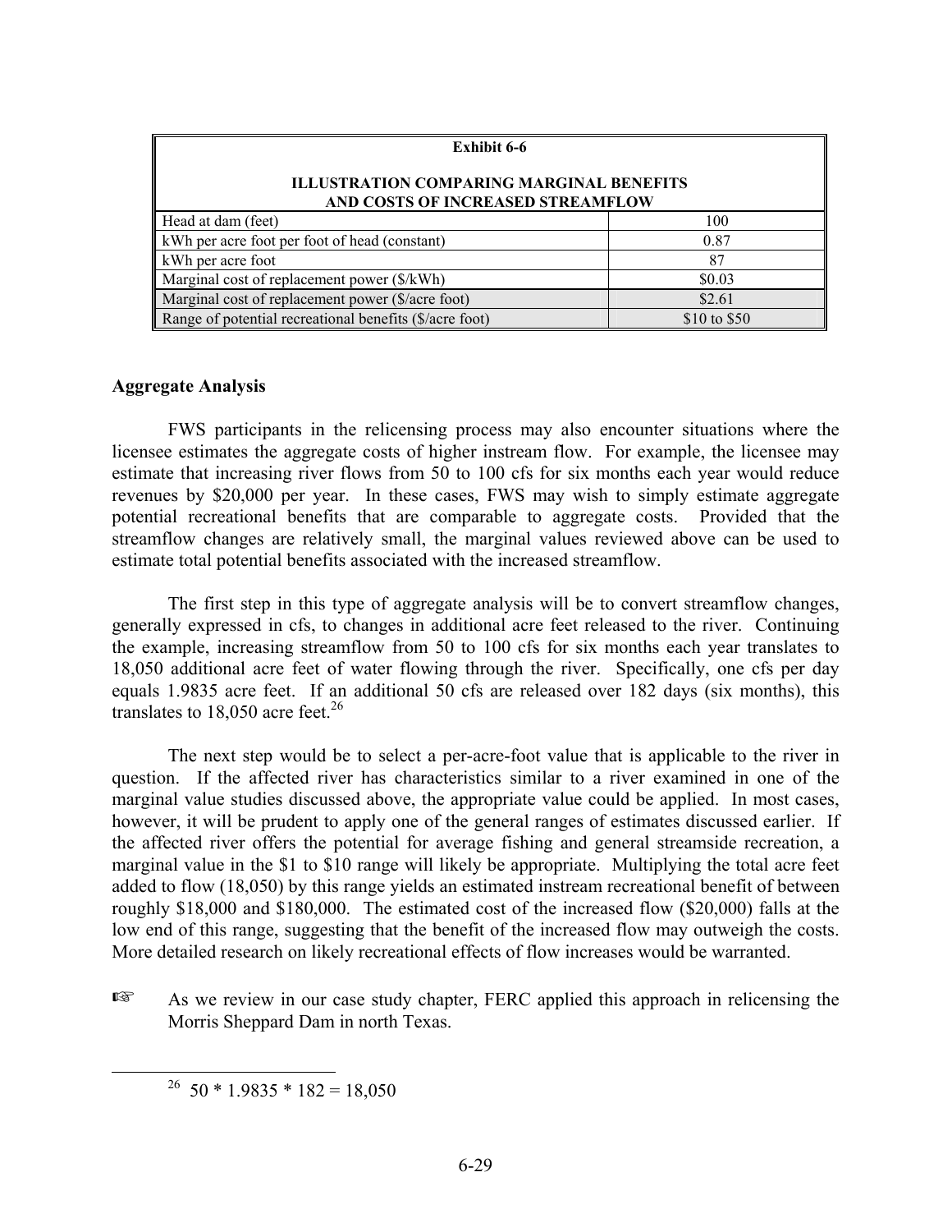| Exhibit 6-6<br><br>ILLUSTRATION COMPARING MARGINAL BENEFITS AND COSTS OF INCREASED STREAMFLOW | |
|---|---|
| Head at dam (feet) | 100 |
| kWh per acre foot per foot of head (constant) | 0.87 |
| kWh per acre foot | 87 |
| Marginal cost of replacement power ($/kWh) | $0.03 |
| Marginal cost of replacement power ($/acre foot) | $2.61 |
| Range of potential recreational benefits ($/acre foot) | $10 to $50 |

## Aggregate Analysis

FWS participants in the relicensing process may also encounter situations where the licensee estimates the aggregate costs of higher instream flow. For example, the licensee may estimate that increasing river flows from 50 to 100 cfs for six months each year would reduce revenues by $20,000 per year. In these cases, FWS may wish to simply estimate aggregate potential recreational benefits that are comparable to aggregate costs. Provided that the streamflow changes are relatively small, the marginal values reviewed above can be used to estimate total potential benefits associated with the increased streamflow.

The first step in this type of aggregate analysis will be to convert streamflow changes, generally expressed in cfs, to changes in additional acre feet released to the river. Continuing the example, increasing streamflow from 50 to 100 cfs for six months each year translates to 18,050 additional acre feet of water flowing through the river. Specifically, one cfs per day equals 1.9835 acre feet. If an additional 50 cfs are released over 182 days (six months), this translates to 18,050 acre feet.[26]

The next step would be to select a per-acre-foot value that is applicable to the river in question. If the affected river has characteristics similar to a river examined in one of the marginal value studies discussed above, the appropriate value could be applied. In most cases, however, it will be prudent to apply one of the general ranges of estimates discussed earlier. If the affected river offers the potential for average fishing and general streamside recreation, a marginal value in the $1 to $10 range will likely be appropriate. Multiplying the total acre feet added to flow (18,050) by this range yields an estimated instream recreational benefit of between roughly $18,000 and $180,000. The estimated cost of the increased flow ($20,000) falls at the low end of this range, suggesting that the benefit of the increased flow may outweigh the costs. More detailed research on likely recreational effects of flow increases would be warranted.

☞ As we review in our case study chapter, FERC applied this approach in relicensing the Morris Sheppard Dam in north Texas.

---

[26] $50 * 1.9835 * 182 = 18{,}050$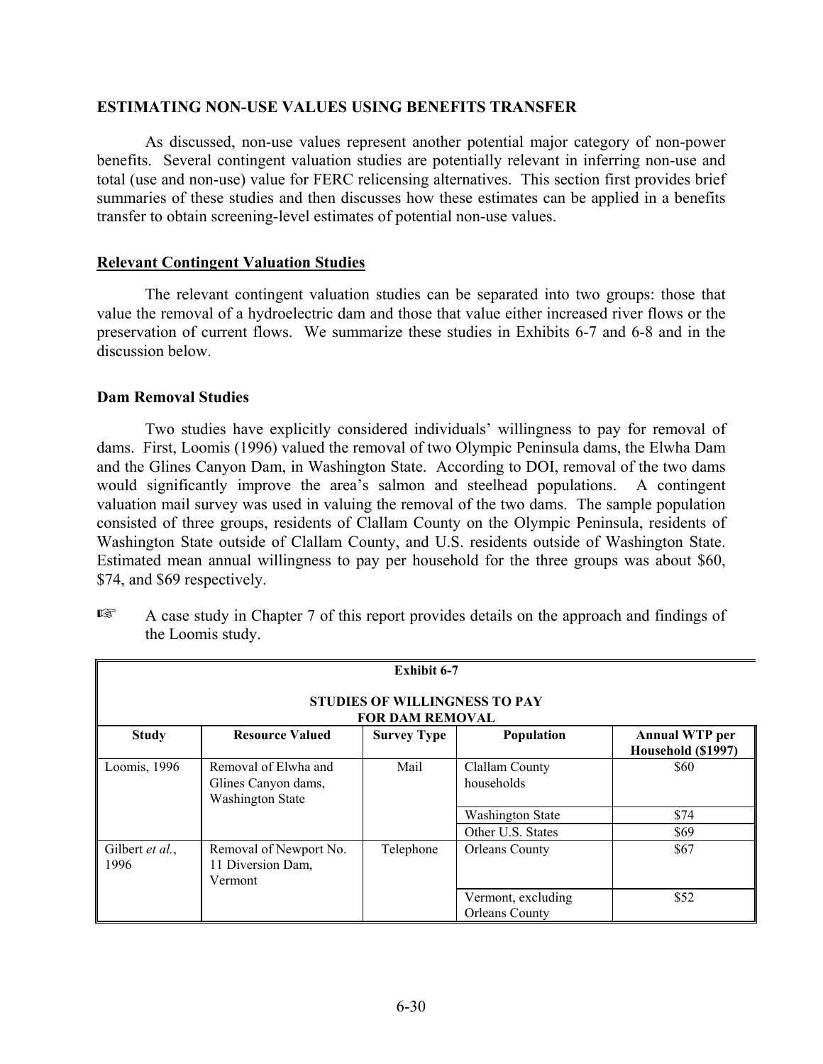### ESTIMATING NON-USE VALUES USING BENEFITS TRANSFER

As discussed, non-use values represent another potential major category of non-power benefits. Several contingent valuation studies are potentially relevant in inferring non-use and total (use and non-use) value for FERC relicensing alternatives. This section first provides brief summaries of these studies and then discusses how these estimates can be applied in a benefits transfer to obtain screening-level estimates of potential non-use values.

#### Relevant Contingent Valuation Studies

The relevant contingent valuation studies can be separated into two groups: those that value the removal of a hydroelectric dam and those that value either increased river flows or the preservation of current flows. We summarize these studies in Exhibits 6-7 and 6-8 and in the discussion below.

#### Dam Removal Studies

Two studies have explicitly considered individuals' willingness to pay for removal of dams. First, Loomis (1996) valued the removal of two Olympic Peninsula dams, the Elwha Dam and the Glines Canyon Dam, in Washington State. According to DOI, removal of the two dams would significantly improve the area's salmon and steelhead populations. A contingent valuation mail survey was used in valuing the removal of the two dams. The sample population consisted of three groups, residents of Clallam County on the Olympic Peninsula, residents of Washington State outside of Clallam County, and U.S. residents outside of Washington State. Estimated mean annual willingness to pay per household for the three groups was about $60, $74, and $69 respectively.

☞ A case study in Chapter 7 of this report provides details on the approach and findings of the Loomis study.

**Exhibit 6-7**

**STUDIES OF WILLINGNESS TO PAY FOR DAM REMOVAL**

| Study | Resource Valued | Survey Type | Population | Annual WTP per Household ($1997) |
|---|---|---|---|---|
| Loomis, 1996 | Removal of Elwha and Glines Canyon dams, Washington State | Mail | Clallam County households | $60 |
| | | | Washington State | $74 |
| | | | Other U.S. States | $69 |
| Gilbert *et al.*, 1996 | Removal of Newport No. 11 Diversion Dam, Vermont | Telephone | Orleans County | $67 |
| | | | Vermont, excluding Orleans County | $52 |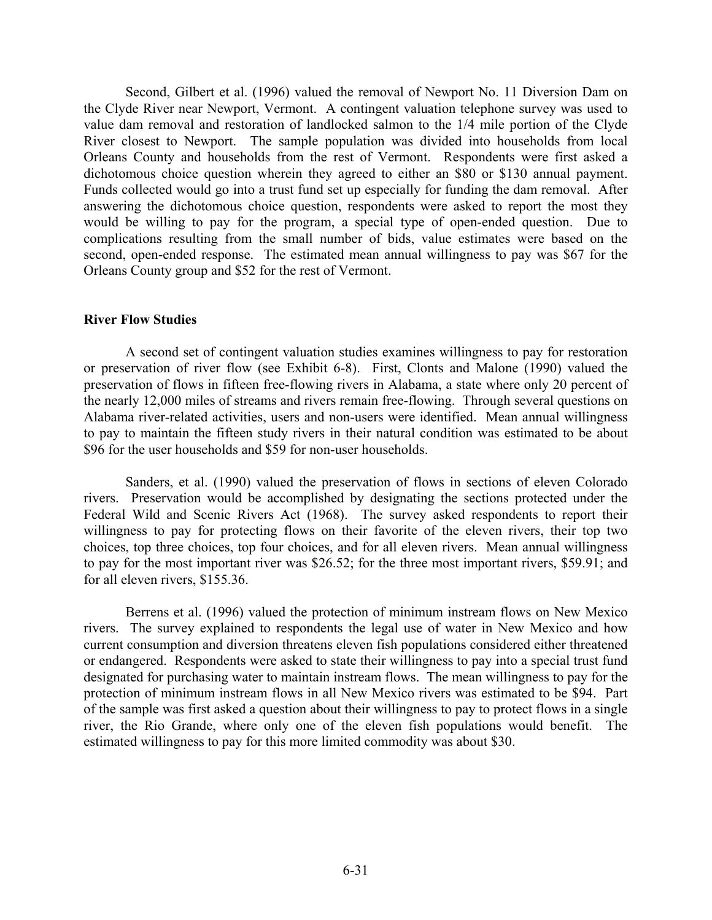Second, Gilbert et al. (1996) valued the removal of Newport No. 11 Diversion Dam on the Clyde River near Newport, Vermont. A contingent valuation telephone survey was used to value dam removal and restoration of landlocked salmon to the 1/4 mile portion of the Clyde River closest to Newport. The sample population was divided into households from local Orleans County and households from the rest of Vermont. Respondents were first asked a dichotomous choice question wherein they agreed to either an $80 or $130 annual payment. Funds collected would go into a trust fund set up especially for funding the dam removal. After answering the dichotomous choice question, respondents were asked to report the most they would be willing to pay for the program, a special type of open-ended question. Due to complications resulting from the small number of bids, value estimates were based on the second, open-ended response. The estimated mean annual willingness to pay was $67 for the Orleans County group and $52 for the rest of Vermont.

### River Flow Studies

A second set of contingent valuation studies examines willingness to pay for restoration or preservation of river flow (see Exhibit 6-8). First, Clonts and Malone (1990) valued the preservation of flows in fifteen free-flowing rivers in Alabama, a state where only 20 percent of the nearly 12,000 miles of streams and rivers remain free-flowing. Through several questions on Alabama river-related activities, users and non-users were identified. Mean annual willingness to pay to maintain the fifteen study rivers in their natural condition was estimated to be about $96 for the user households and $59 for non-user households.

Sanders, et al. (1990) valued the preservation of flows in sections of eleven Colorado rivers. Preservation would be accomplished by designating the sections protected under the Federal Wild and Scenic Rivers Act (1968). The survey asked respondents to report their willingness to pay for protecting flows on their favorite of the eleven rivers, their top two choices, top three choices, top four choices, and for all eleven rivers. Mean annual willingness to pay for the most important river was $26.52; for the three most important rivers, $59.91; and for all eleven rivers, $155.36.

Berrens et al. (1996) valued the protection of minimum instream flows on New Mexico rivers. The survey explained to respondents the legal use of water in New Mexico and how current consumption and diversion threatens eleven fish populations considered either threatened or endangered. Respondents were asked to state their willingness to pay into a special trust fund designated for purchasing water to maintain instream flows. The mean willingness to pay for the protection of minimum instream flows in all New Mexico rivers was estimated to be $94. Part of the sample was first asked a question about their willingness to pay to protect flows in a single river, the Rio Grande, where only one of the eleven fish populations would benefit. The estimated willingness to pay for this more limited commodity was about $30.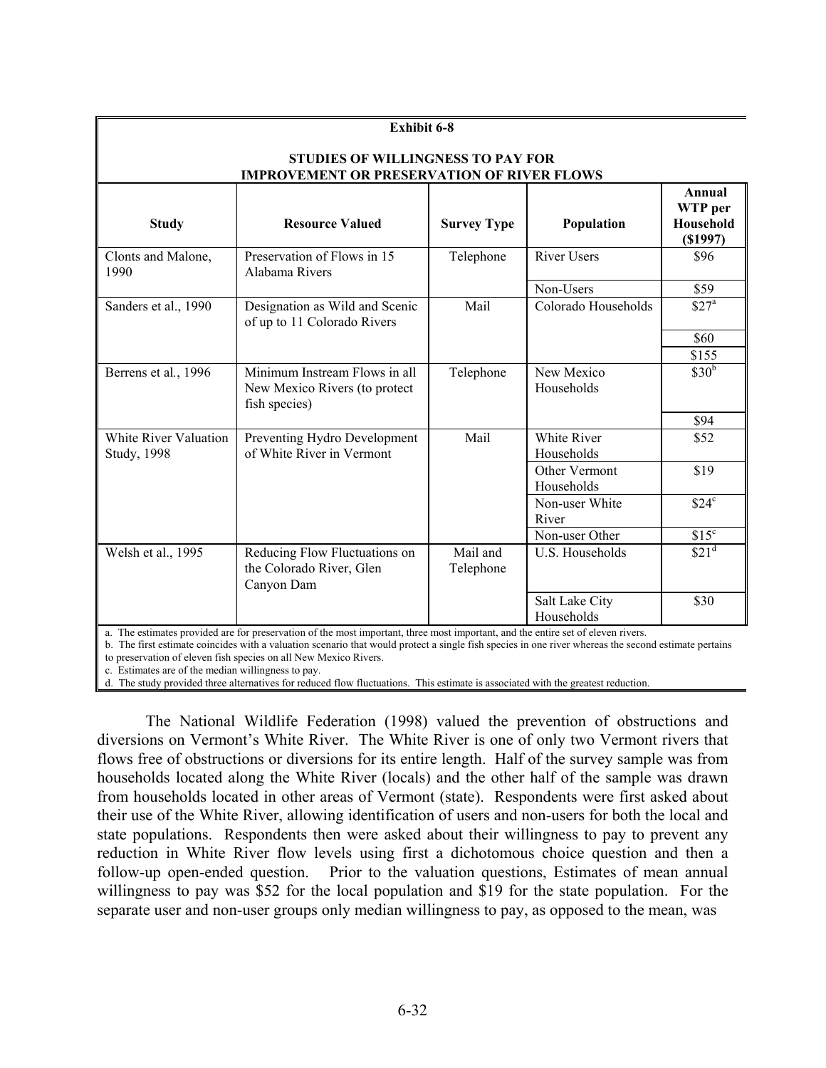**Exhibit 6-8**

**STUDIES OF WILLINGNESS TO PAY FOR IMPROVEMENT OR PRESERVATION OF RIVER FLOWS**

| Study | Resource Valued | Survey Type | Population | Annual WTP per Household ($1997) |
|---|---|---|---|---|
| Clonts and Malone, 1990 | Preservation of Flows in 15 Alabama Rivers | Telephone | River Users | $96 |
| | | | Non-Users | $59 |
| Sanders et al., 1990 | Designation as Wild and Scenic of up to 11 Colorado Rivers | Mail | Colorado Households | $27[a] |
| | | | | $60 |
| | | | | $155 |
| Berrens et al., 1996 | Minimum Instream Flows in all New Mexico Rivers (to protect fish species) | Telephone | New Mexico Households | $30[b] |
| | | | | $94 |
| White River Valuation Study, 1998 | Preventing Hydro Development of White River in Vermont | Mail | White River Households | $52 |
| | | | Other Vermont Households | $19 |
| | | | Non-user White River | $24[c] |
| | | | Non-user Other | $15[c] |
| Welsh et al., 1995 | Reducing Flow Fluctuations on the Colorado River, Glen Canyon Dam | Mail and Telephone | U.S. Households | $21[d] |
| | | | Salt Lake City Households | $30 |

a. The estimates provided are for preservation of the most important, three most important, and the entire set of eleven rivers.
b. The first estimate coincides with a valuation scenario that would protect a single fish species in one river whereas the second estimate pertains to preservation of eleven fish species on all New Mexico Rivers.
c. Estimates are of the median willingness to pay.
d. The study provided three alternatives for reduced flow fluctuations. This estimate is associated with the greatest reduction.

The National Wildlife Federation (1998) valued the prevention of obstructions and diversions on Vermont's White River. The White River is one of only two Vermont rivers that flows free of obstructions or diversions for its entire length. Half of the survey sample was from households located along the White River (locals) and the other half of the sample was drawn from households located in other areas of Vermont (state). Respondents were first asked about their use of the White River, allowing identification of users and non-users for both the local and state populations. Respondents then were asked about their willingness to pay to prevent any reduction in White River flow levels using first a dichotomous choice question and then a follow-up open-ended question. Prior to the valuation questions, Estimates of mean annual willingness to pay was $52 for the local population and $19 for the state population. For the separate user and non-user groups only median willingness to pay, as opposed to the mean, was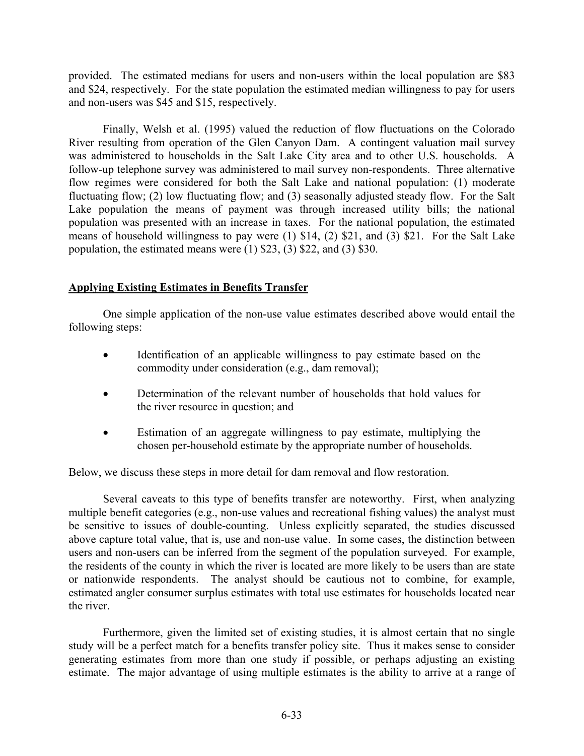provided. The estimated medians for users and non-users within the local population are $83 and $24, respectively. For the state population the estimated median willingness to pay for users and non-users was $45 and $15, respectively.

Finally, Welsh et al. (1995) valued the reduction of flow fluctuations on the Colorado River resulting from operation of the Glen Canyon Dam. A contingent valuation mail survey was administered to households in the Salt Lake City area and to other U.S. households. A follow-up telephone survey was administered to mail survey non-respondents. Three alternative flow regimes were considered for both the Salt Lake and national population: (1) moderate fluctuating flow; (2) low fluctuating flow; and (3) seasonally adjusted steady flow. For the Salt Lake population the means of payment was through increased utility bills; the national population was presented with an increase in taxes. For the national population, the estimated means of household willingness to pay were (1) $14, (2) $21, and (3) $21. For the Salt Lake population, the estimated means were (1) $23, (3) $22, and (3) $30.

## Applying Existing Estimates in Benefits Transfer

One simple application of the non-use value estimates described above would entail the following steps:

- Identification of an applicable willingness to pay estimate based on the commodity under consideration (e.g., dam removal);
- Determination of the relevant number of households that hold values for the river resource in question; and
- Estimation of an aggregate willingness to pay estimate, multiplying the chosen per-household estimate by the appropriate number of households.

Below, we discuss these steps in more detail for dam removal and flow restoration.

Several caveats to this type of benefits transfer are noteworthy. First, when analyzing multiple benefit categories (e.g., non-use values and recreational fishing values) the analyst must be sensitive to issues of double-counting. Unless explicitly separated, the studies discussed above capture total value, that is, use and non-use value. In some cases, the distinction between users and non-users can be inferred from the segment of the population surveyed. For example, the residents of the county in which the river is located are more likely to be users than are state or nationwide respondents. The analyst should be cautious not to combine, for example, estimated angler consumer surplus estimates with total use estimates for households located near the river.

Furthermore, given the limited set of existing studies, it is almost certain that no single study will be a perfect match for a benefits transfer policy site. Thus it makes sense to consider generating estimates from more than one study if possible, or perhaps adjusting an existing estimate. The major advantage of using multiple estimates is the ability to arrive at a range of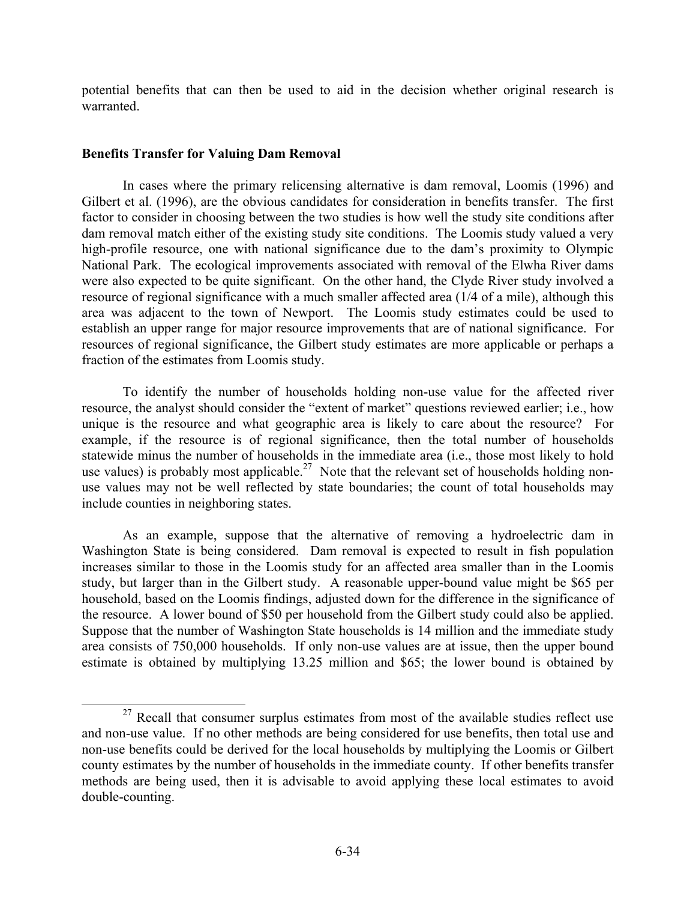potential benefits that can then be used to aid in the decision whether original research is warranted.

**Benefits Transfer for Valuing Dam Removal**

In cases where the primary relicensing alternative is dam removal, Loomis (1996) and Gilbert et al. (1996), are the obvious candidates for consideration in benefits transfer. The first factor to consider in choosing between the two studies is how well the study site conditions after dam removal match either of the existing study site conditions. The Loomis study valued a very high-profile resource, one with national significance due to the dam's proximity to Olympic National Park. The ecological improvements associated with removal of the Elwha River dams were also expected to be quite significant. On the other hand, the Clyde River study involved a resource of regional significance with a much smaller affected area (1/4 of a mile), although this area was adjacent to the town of Newport. The Loomis study estimates could be used to establish an upper range for major resource improvements that are of national significance. For resources of regional significance, the Gilbert study estimates are more applicable or perhaps a fraction of the estimates from Loomis study.

To identify the number of households holding non-use value for the affected river resource, the analyst should consider the "extent of market" questions reviewed earlier; i.e., how unique is the resource and what geographic area is likely to care about the resource? For example, if the resource is of regional significance, then the total number of households statewide minus the number of households in the immediate area (i.e., those most likely to hold use values) is probably most applicable.[27] Note that the relevant set of households holding non-use values may not be well reflected by state boundaries; the count of total households may include counties in neighboring states.

As an example, suppose that the alternative of removing a hydroelectric dam in Washington State is being considered. Dam removal is expected to result in fish population increases similar to those in the Loomis study for an affected area smaller than in the Loomis study, but larger than in the Gilbert study. A reasonable upper-bound value might be $65 per household, based on the Loomis findings, adjusted down for the difference in the significance of the resource. A lower bound of $50 per household from the Gilbert study could also be applied. Suppose that the number of Washington State households is 14 million and the immediate study area consists of 750,000 households. If only non-use values are at issue, then the upper bound estimate is obtained by multiplying 13.25 million and $65; the lower bound is obtained by

[27] Recall that consumer surplus estimates from most of the available studies reflect use and non-use value. If no other methods are being considered for use benefits, then total use and non-use benefits could be derived for the local households by multiplying the Loomis or Gilbert county estimates by the number of households in the immediate county. If other benefits transfer methods are being used, then it is advisable to avoid applying these local estimates to avoid double-counting.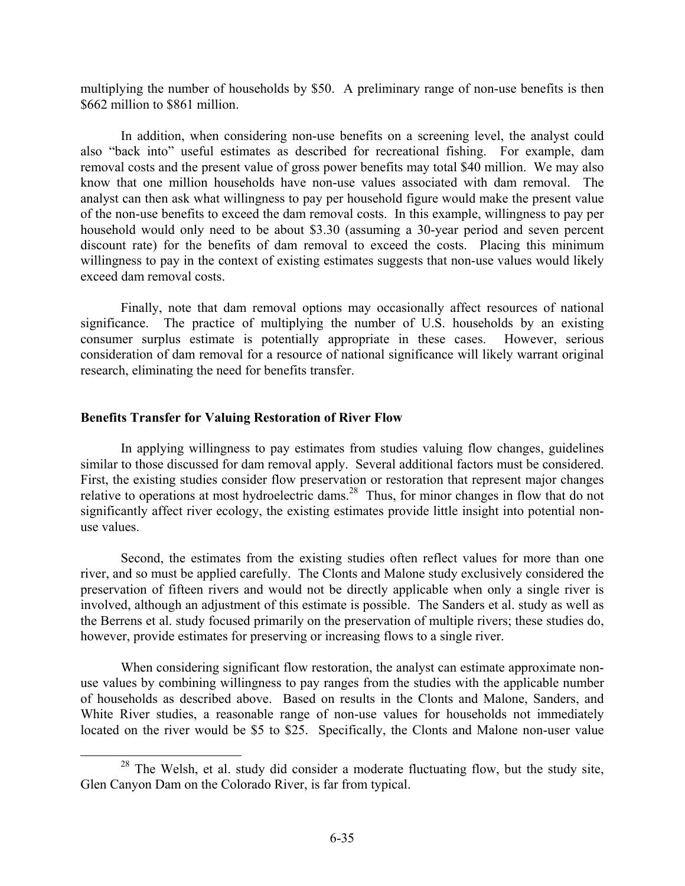multiplying the number of households by $50. A preliminary range of non-use benefits is then $662 million to $861 million.

In addition, when considering non-use benefits on a screening level, the analyst could also "back into" useful estimates as described for recreational fishing. For example, dam removal costs and the present value of gross power benefits may total $40 million. We may also know that one million households have non-use values associated with dam removal. The analyst can then ask what willingness to pay per household figure would make the present value of the non-use benefits to exceed the dam removal costs. In this example, willingness to pay per household would only need to be about $3.30 (assuming a 30-year period and seven percent discount rate) for the benefits of dam removal to exceed the costs. Placing this minimum willingness to pay in the context of existing estimates suggests that non-use values would likely exceed dam removal costs.

Finally, note that dam removal options may occasionally affect resources of national significance. The practice of multiplying the number of U.S. households by an existing consumer surplus estimate is potentially appropriate in these cases. However, serious consideration of dam removal for a resource of national significance will likely warrant original research, eliminating the need for benefits transfer.

**Benefits Transfer for Valuing Restoration of River Flow**

In applying willingness to pay estimates from studies valuing flow changes, guidelines similar to those discussed for dam removal apply. Several additional factors must be considered. First, the existing studies consider flow preservation or restoration that represent major changes relative to operations at most hydroelectric dams.[28] Thus, for minor changes in flow that do not significantly affect river ecology, the existing estimates provide little insight into potential non-use values.

Second, the estimates from the existing studies often reflect values for more than one river, and so must be applied carefully. The Clonts and Malone study exclusively considered the preservation of fifteen rivers and would not be directly applicable when only a single river is involved, although an adjustment of this estimate is possible. The Sanders et al. study as well as the Berrens et al. study focused primarily on the preservation of multiple rivers; these studies do, however, provide estimates for preserving or increasing flows to a single river.

When considering significant flow restoration, the analyst can estimate approximate non-use values by combining willingness to pay ranges from the studies with the applicable number of households as described above. Based on results in the Clonts and Malone, Sanders, and White River studies, a reasonable range of non-use values for households not immediately located on the river would be $5 to $25. Specifically, the Clonts and Malone non-user value

[28] The Welsh, et al. study did consider a moderate fluctuating flow, but the study site, Glen Canyon Dam on the Colorado River, is far from typical.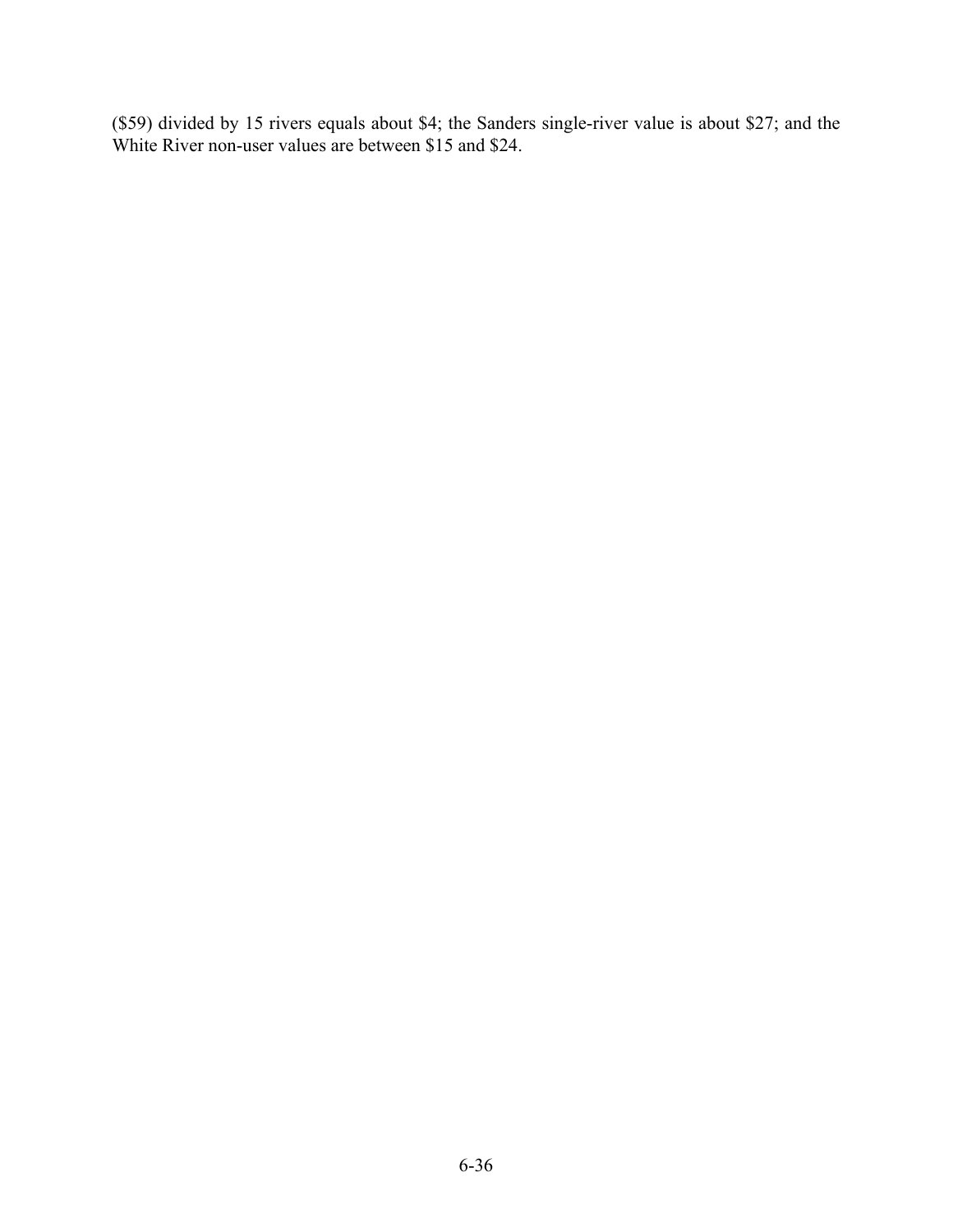($59) divided by 15 rivers equals about $4; the Sanders single-river value is about $27; and the White River non-user values are between $15 and $24.